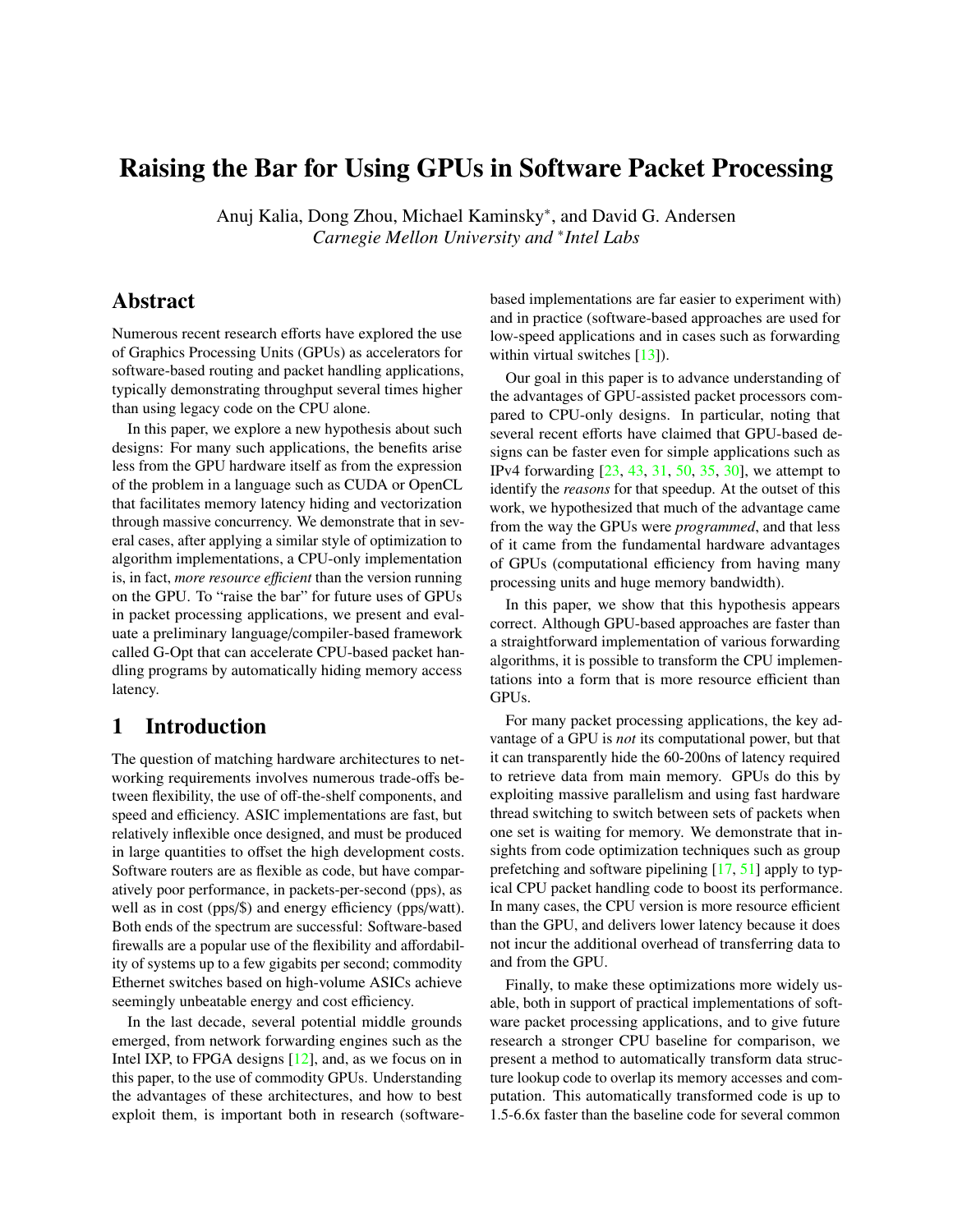# Raising the Bar for Using GPUs in Software Packet Processing

Anuj Kalia, Dong Zhou, Michael Kaminsky*, and David G. Andersen

*Carnegie Mellon University and *Intel Labs*

## Abstract

Numerous recent research efforts have explored the use of Graphics Processing Units (GPUs) as accelerators for software-based routing and packet handling applications, typically demonstrating throughput several times higher than using legacy code on the CPU alone.

In this paper, we explore a new hypothesis about such designs: For many such applications, the benefits arise less from the GPU hardware itself as from the expression of the problem in a language such as CUDA or OpenCL that facilitates memory latency hiding and vectorization through massive concurrency. We demonstrate that in several cases, after applying a similar style of optimization to algorithm implementations, a CPU-only implementation is, in fact, *more resource efficient* than the version running on the GPU. To "raise the bar" for future uses of GPUs in packet processing applications, we present and evaluate a preliminary language/compiler-based framework called G-Opt that can accelerate CPU-based packet handling programs by automatically hiding memory access latency.

## 1 Introduction

The question of matching hardware architectures to networking requirements involves numerous trade-offs between flexibility, the use of off-the-shelf components, and speed and efficiency. ASIC implementations are fast, but relatively inflexible once designed, and must be produced in large quantities to offset the high development costs. Software routers are as flexible as code, but have comparatively poor performance, in packets-per-second (pps), as well as in cost (pps/$) and energy efficiency (pps/watt). Both ends of the spectrum are successful: Software-based firewalls are a popular use of the flexibility and affordability of systems up to a few gigabits per second; commodity Ethernet switches based on high-volume ASICs achieve seemingly unbeatable energy and cost efficiency.

In the last decade, several potential middle grounds emerged, from network forwarding engines such as the Intel IXP, to FPGA designs [12], and, as we focus on in this paper, to the use of commodity GPUs. Understanding the advantages of these architectures, and how to best exploit them, is important both in research (software-based implementations are far easier to experiment with) and in practice (software-based approaches are used for low-speed applications and in cases such as forwarding within virtual switches [13]).

Our goal in this paper is to advance understanding of the advantages of GPU-assisted packet processors compared to CPU-only designs. In particular, noting that several recent efforts have claimed that GPU-based designs can be faster even for simple applications such as IPv4 forwarding [23, 43, 31, 50, 35, 30], we attempt to identify the *reasons* for that speedup. At the outset of this work, we hypothesized that much of the advantage came from the way the GPUs were *programmed*, and that less of it came from the fundamental hardware advantages of GPUs (computational efficiency from having many processing units and huge memory bandwidth).

In this paper, we show that this hypothesis appears correct. Although GPU-based approaches are faster than a straightforward implementation of various forwarding algorithms, it is possible to transform the CPU implementations into a form that is more resource efficient than GPUs.

For many packet processing applications, the key advantage of a GPU is *not* its computational power, but that it can transparently hide the 60-200ns of latency required to retrieve data from main memory. GPUs do this by exploiting massive parallelism and using fast hardware thread switching to switch between sets of packets when one set is waiting for memory. We demonstrate that insights from code optimization techniques such as group prefetching and software pipelining [17, 51] apply to typical CPU packet handling code to boost its performance. In many cases, the CPU version is more resource efficient than the GPU, and delivers lower latency because it does not incur the additional overhead of transferring data to and from the GPU.

Finally, to make these optimizations more widely usable, both in support of practical implementations of software packet processing applications, and to give future research a stronger CPU baseline for comparison, we present a method to automatically transform data structure lookup code to overlap its memory accesses and computation. This automatically transformed code is up to 1.5-6.6x faster than the baseline code for several common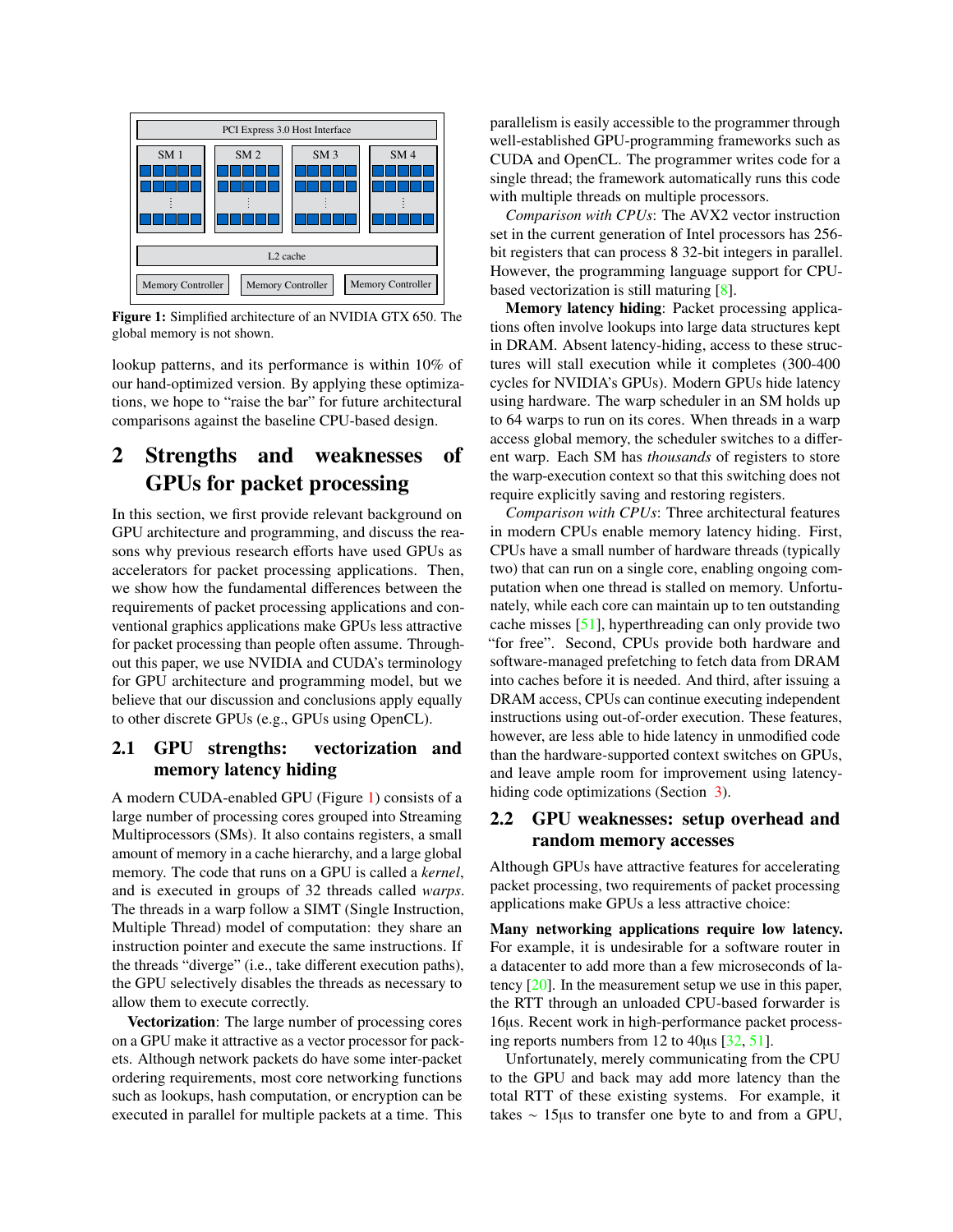Figure 1: Simplified architecture of an NVIDIA GTX 650. The global memory is not shown.

lookup patterns, and its performance is within 10% of our hand-optimized version. By applying these optimizations, we hope to "raise the bar" for future architectural comparisons against the baseline CPU-based design.

# 2 Strengths and weaknesses of GPUs for packet processing

In this section, we first provide relevant background on GPU architecture and programming, and discuss the reasons why previous research efforts have used GPUs as accelerators for packet processing applications. Then, we show how the fundamental differences between the requirements of packet processing applications and conventional graphics applications make GPUs less attractive for packet processing than people often assume. Throughout this paper, we use NVIDIA and CUDA's terminology for GPU architecture and programming model, but we believe that our discussion and conclusions apply equally to other discrete GPUs (e.g., GPUs using OpenCL).

## 2.1 GPU strengths: vectorization and memory latency hiding

A modern CUDA-enabled GPU (Figure 1) consists of a large number of processing cores grouped into Streaming Multiprocessors (SMs). It also contains registers, a small amount of memory in a cache hierarchy, and a large global memory. The code that runs on a GPU is called a *kernel*, and is executed in groups of 32 threads called *warps*. The threads in a warp follow a SIMT (Single Instruction, Multiple Thread) model of computation: they share an instruction pointer and execute the same instructions. If the threads "diverge" (i.e., take different execution paths), the GPU selectively disables the threads as necessary to allow them to execute correctly.

**Vectorization**: The large number of processing cores on a GPU make it attractive as a vector processor for packets. Although network packets do have some inter-packet ordering requirements, most core networking functions such as lookups, hash computation, or encryption can be executed in parallel for multiple packets at a time. This parallelism is easily accessible to the programmer through well-established GPU-programming frameworks such as CUDA and OpenCL. The programmer writes code for a single thread; the framework automatically runs this code with multiple threads on multiple processors.

*Comparison with CPUs*: The AVX2 vector instruction set in the current generation of Intel processors has 256-bit registers that can process 8 32-bit integers in parallel. However, the programming language support for CPU-based vectorization is still maturing [8].

**Memory latency hiding**: Packet processing applications often involve lookups into large data structures kept in DRAM. Absent latency-hiding, access to these structures will stall execution while it completes (300-400 cycles for NVIDIA's GPUs). Modern GPUs hide latency using hardware. The warp scheduler in an SM holds up to 64 warps to run on its cores. When threads in a warp access global memory, the scheduler switches to a different warp. Each SM has *thousands* of registers to store the warp-execution context so that this switching does not require explicitly saving and restoring registers.

*Comparison with CPUs*: Three architectural features in modern CPUs enable memory latency hiding. First, CPUs have a small number of hardware threads (typically two) that can run on a single core, enabling ongoing computation when one thread is stalled on memory. Unfortunately, while each core can maintain up to ten outstanding cache misses [51], hyperthreading can only provide two "for free". Second, CPUs provide both hardware and software-managed prefetching to fetch data from DRAM into caches before it is needed. And third, after issuing a DRAM access, CPUs can continue executing independent instructions using out-of-order execution. These features, however, are less able to hide latency in unmodified code than the hardware-supported context switches on GPUs, and leave ample room for improvement using latency-hiding code optimizations (Section 3).

## 2.2 GPU weaknesses: setup overhead and random memory accesses

Although GPUs have attractive features for accelerating packet processing, two requirements of packet processing applications make GPUs a less attractive choice:

**Many networking applications require low latency.** For example, it is undesirable for a software router in a datacenter to add more than a few microseconds of latency [20]. In the measurement setup we use in this paper, the RTT through an unloaded CPU-based forwarder is 16µs. Recent work in high-performance packet processing reports numbers from 12 to 40µs [32, 51].

Unfortunately, merely communicating from the CPU to the GPU and back may add more latency than the total RTT of these existing systems. For example, it takes ~ 15µs to transfer one byte to and from a GPU,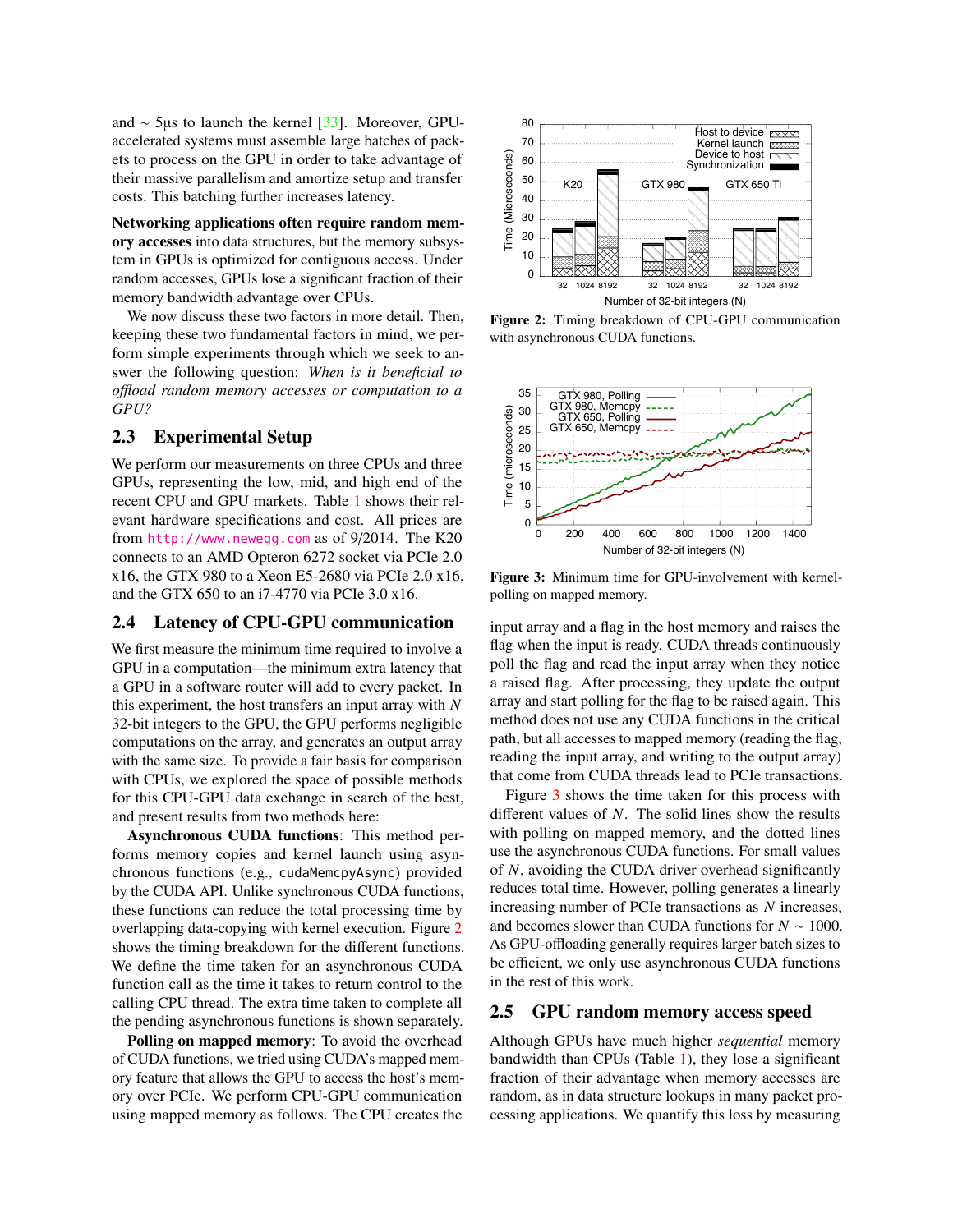and ~ 5µs to launch the kernel [33]. Moreover, GPU-accelerated systems must assemble large batches of packets to process on the GPU in order to take advantage of their massive parallelism and amortize setup and transfer costs. This batching further increases latency.

**Networking applications often require random memory accesses** into data structures, but the memory subsystem in GPUs is optimized for contiguous access. Under random accesses, GPUs lose a significant fraction of their memory bandwidth advantage over CPUs.

We now discuss these two factors in more detail. Then, keeping these two fundamental factors in mind, we perform simple experiments through which we seek to answer the following question: *When is it beneficial to offload random memory accesses or computation to a GPU?*

## 2.3 Experimental Setup

We perform our measurements on three CPUs and three GPUs, representing the low, mid, and high end of the recent CPU and GPU markets. Table 1 shows their relevant hardware specifications and cost. All prices are from http://www.newegg.com as of 9/2014. The K20 connects to an AMD Opteron 6272 socket via PCIe 2.0 x16, the GTX 980 to a Xeon E5-2680 via PCIe 2.0 x16, and the GTX 650 to an i7-4770 via PCIe 3.0 x16.

## 2.4 Latency of CPU-GPU communication

We first measure the minimum time required to involve a GPU in a computation—the minimum extra latency that a GPU in a software router will add to every packet. In this experiment, the host transfers an input array with $N$ 32-bit integers to the GPU, the GPU performs negligible computations on the array, and generates an output array with the same size. To provide a fair basis for comparison with CPUs, we explored the space of possible methods for this CPU-GPU data exchange in search of the best, and present results from two methods here:

**Asynchronous CUDA functions**: This method performs memory copies and kernel launch using asynchronous functions (e.g., `cudaMemcpyAsync`) provided by the CUDA API. Unlike synchronous CUDA functions, these functions can reduce the total processing time by overlapping data-copying with kernel execution. Figure 2 shows the timing breakdown for the different functions. We define the time taken for an asynchronous CUDA function call as the time it takes to return control to the calling CPU thread. The extra time taken to complete all the pending asynchronous functions is shown separately.

**Polling on mapped memory**: To avoid the overhead of CUDA functions, we tried using CUDA's mapped memory feature that allows the GPU to access the host's memory over PCIe. We perform CPU-GPU communication using mapped memory as follows. The CPU creates the input array and a flag in the host memory and raises the flag when the input is ready. CUDA threads continuously poll the flag and read the input array when they notice a raised flag. After processing, they update the output array and start polling for the flag to be raised again. This method does not use any CUDA functions in the critical path, but all accesses to mapped memory (reading the flag, reading the input array, and writing to the output array) that come from CUDA threads lead to PCIe transactions.

**Figure 2:** Timing breakdown of CPU-GPU communication with asynchronous CUDA functions.

**Figure 3:** Minimum time for GPU-involvement with kernel-polling on mapped memory.

Figure 3 shows the time taken for this process with different values of $N$. The solid lines show the results with polling on mapped memory, and the dotted lines use the asynchronous CUDA functions. For small values of $N$, avoiding the CUDA driver overhead significantly reduces total time. However, polling generates a linearly increasing number of PCIe transactions as $N$ increases, and becomes slower than CUDA functions for $N$ ~ 1000. As GPU-offloading generally requires larger batch sizes to be efficient, we only use asynchronous CUDA functions in the rest of this work.

## 2.5 GPU random memory access speed

Although GPUs have much higher *sequential* memory bandwidth than CPUs (Table 1), they lose a significant fraction of their advantage when memory accesses are random, as in data structure lookups in many packet processing applications. We quantify this loss by measuring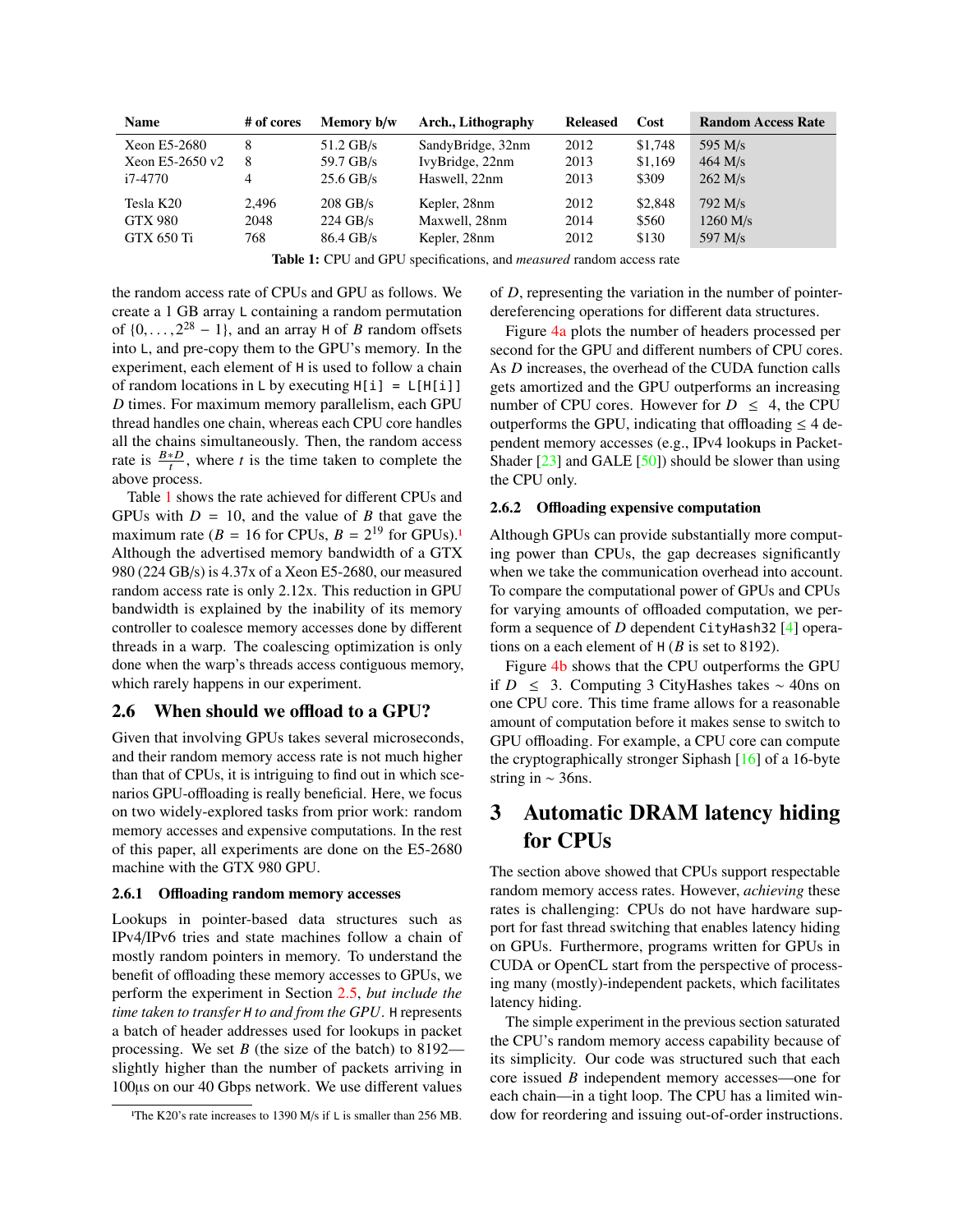| Name | # of cores | Memory b/w | Arch., Lithography | Released | Cost | Random Access Rate |
|---|---|---|---|---|---|---|
| Xeon E5-2680 | 8 | 51.2 GB/s | SandyBridge, 32nm | 2012 | $1,748 | 595 M/s |
| Xeon E5-2650 v2 | 8 | 59.7 GB/s | IvyBridge, 22nm | 2013 | $1,169 | 464 M/s |
| i7-4770 | 4 | 25.6 GB/s | Haswell, 22nm | 2013 | $309 | 262 M/s |
| Tesla K20 | 2,496 | 208 GB/s | Kepler, 28nm | 2012 | $2,848 | 792 M/s |
| GTX 980 | 2048 | 224 GB/s | Maxwell, 28nm | 2014 | $560 | 1260 M/s |
| GTX 650 Ti | 768 | 86.4 GB/s | Kepler, 28nm | 2012 | $130 | 597 M/s |

**Table 1:** CPU and GPU specifications, and *measured* random access rate

the random access rate of CPUs and GPU as follows. We create a 1 GB array `L` containing a random permutation of $\{0,\ldots,2^{28}-1\}$, and an array `H` of $B$ random offsets into `L`, and pre-copy them to the GPU's memory. In the experiment, each element of `H` is used to follow a chain of random locations in `L` by executing `H[i] = L[H[i]]` $D$ times. For maximum memory parallelism, each GPU thread handles one chain, whereas each CPU core handles all the chains simultaneously. Then, the random access rate is $\frac{B*D}{t}$, where $t$ is the time taken to complete the above process.

Table 1 shows the rate achieved for different CPUs and GPUs with $D = 10$, and the value of $B$ that gave the maximum rate ($B = 16$ for CPUs, $B = 2^{19}$ for GPUs).[1] Although the advertised memory bandwidth of a GTX 980 (224 GB/s) is 4.37x of a Xeon E5-2680, our measured random access rate is only 2.12x. This reduction in GPU bandwidth is explained by the inability of its memory controller to coalesce memory accesses done by different threads in a warp. The coalescing optimization is only done when the warp's threads access contiguous memory, which rarely happens in our experiment.

## 2.6 When should we offload to a GPU?

Given that involving GPUs takes several microseconds, and their random memory access rate is not much higher than that of CPUs, it is intriguing to find out in which scenarios GPU-offloading is really beneficial. Here, we focus on two widely-explored tasks from prior work: random memory accesses and expensive computations. In the rest of this paper, all experiments are done on the E5-2680 machine with the GTX 980 GPU.

### 2.6.1 Offloading random memory accesses

Lookups in pointer-based data structures such as IPv4/IPv6 tries and state machines follow a chain of mostly random pointers in memory. To understand the benefit of offloading these memory accesses to GPUs, we perform the experiment in Section 2.5, *but include the time taken to transfer `H` to and from the GPU*. `H` represents a batch of header addresses used for lookups in packet processing. We set $B$ (the size of the batch) to 8192—slightly higher than the number of packets arriving in 100µs on our 40 Gbps network. We use different values of $D$, representing the variation in the number of pointer-dereferencing operations for different data structures.

Figure 4a plots the number of headers processed per second for the GPU and different numbers of CPU cores. As $D$ increases, the overhead of the CUDA function calls gets amortized and the GPU outperforms an increasing number of CPU cores. However for $D \leq 4$, the CPU outperforms the GPU, indicating that offloading $\leq 4$ dependent memory accesses (e.g., IPv4 lookups in PacketShader [23] and GALE [50]) should be slower than using the CPU only.

### 2.6.2 Offloading expensive computation

Although GPUs can provide substantially more computing power than CPUs, the gap decreases significantly when we take the communication overhead into account. To compare the computational power of GPUs and CPUs for varying amounts of offloaded computation, we perform a sequence of $D$ dependent `CityHash32` [4] operations on a each element of `H` ($B$ is set to 8192).

Figure 4b shows that the CPU outperforms the GPU if $D \leq 3$. Computing 3 CityHashes takes ~ 40ns on one CPU core. This time frame allows for a reasonable amount of computation before it makes sense to switch to GPU offloading. For example, a CPU core can compute the cryptographically stronger Siphash [16] of a 16-byte string in ~ 36ns.

# 3 Automatic DRAM latency hiding for CPUs

The section above showed that CPUs support respectable random memory access rates. However, *achieving* these rates is challenging: CPUs do not have hardware support for fast thread switching that enables latency hiding on GPUs. Furthermore, programs written for GPUs in CUDA or OpenCL start from the perspective of processing many (mostly)-independent packets, which facilitates latency hiding.

The simple experiment in the previous section saturated the CPU's random memory access capability because of its simplicity. Our code was structured such that each core issued $B$ independent memory accesses—one for each chain—in a tight loop. The CPU has a limited window for reordering and issuing out-of-order instructions.

[1] The K20's rate increases to 1390 M/s if `L` is smaller than 256 MB.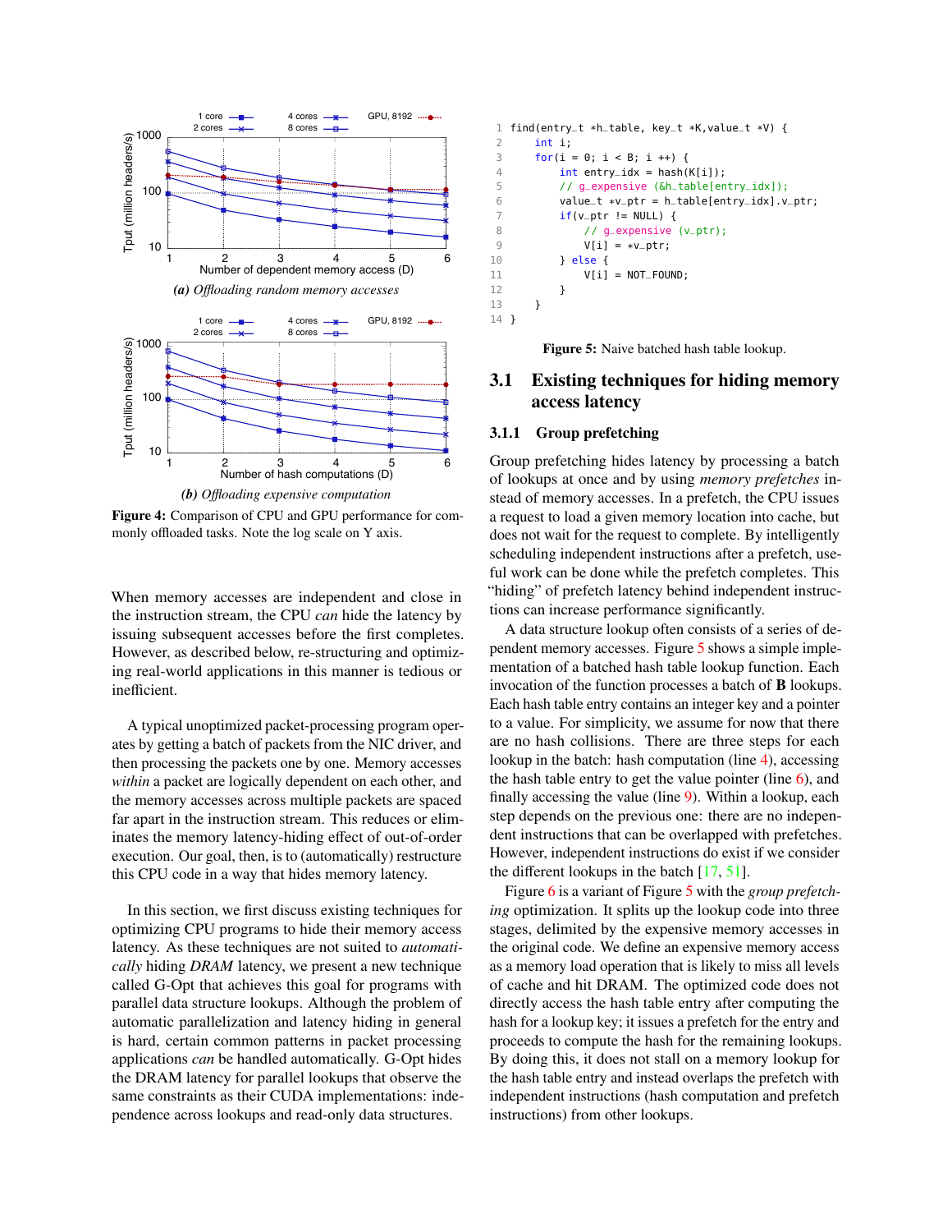(a) Offloading random memory accesses

(b) Offloading expensive computation

**Figure 4:** Comparison of CPU and GPU performance for commonly offloaded tasks. Note the log scale on Y axis.

When memory accesses are independent and close in the instruction stream, the CPU *can* hide the latency by issuing subsequent accesses before the first completes. However, as described below, re-structuring and optimizing real-world applications in this manner is tedious or inefficient.

A typical unoptimized packet-processing program operates by getting a batch of packets from the NIC driver, and then processing the packets one by one. Memory accesses *within* a packet are logically dependent on each other, and the memory accesses across multiple packets are spaced far apart in the instruction stream. This reduces or eliminates the memory latency-hiding effect of out-of-order execution. Our goal, then, is to (automatically) restructure this CPU code in a way that hides memory latency.

In this section, we first discuss existing techniques for optimizing CPU programs to hide their memory access latency. As these techniques are not suited to *automatically* hiding *DRAM* latency, we present a new technique called G-Opt that achieves this goal for programs with parallel data structure lookups. Although the problem of automatic parallelization and latency hiding in general is hard, certain common patterns in packet processing applications *can* be handled automatically. G-Opt hides the DRAM latency for parallel lookups that observe the same constraints as their CUDA implementations: independence across lookups and read-only data structures.

```
1  find(entry_t *h_table, key_t *K,value_t *V) {
2      int i;
3      for(i = 0; i < B; i ++) {
4          int entry_idx = hash(K[i]);
5          // g_expensive (&h_table[entry_idx]);
6          value_t *v_ptr = h_table[entry_idx].v_ptr;
7          if(v_ptr != NULL) {
8              // g_expensive (v_ptr);
9              V[i] = *v_ptr;
10         } else {
11             V[i] = NOT_FOUND;
12         }
13     }
14 }
```

**Figure 5:** Naive batched hash table lookup.

## 3.1 Existing techniques for hiding memory access latency

### 3.1.1 Group prefetching

Group prefetching hides latency by processing a batch of lookups at once and by using *memory prefetches* instead of memory accesses. In a prefetch, the CPU issues a request to load a given memory location into cache, but does not wait for the request to complete. By intelligently scheduling independent instructions after a prefetch, useful work can be done while the prefetch completes. This "hiding" of prefetch latency behind independent instructions can increase performance significantly.

A data structure lookup often consists of a series of dependent memory accesses. Figure 5 shows a simple implementation of a batched hash table lookup function. Each invocation of the function processes a batch of **B** lookups. Each hash table entry contains an integer key and a pointer to a value. For simplicity, we assume for now that there are no hash collisions. There are three steps for each lookup in the batch: hash computation (line 4), accessing the hash table entry to get the value pointer (line 6), and finally accessing the value (line 9). Within a lookup, each step depends on the previous one: there are no independent instructions that can be overlapped with prefetches. However, independent instructions do exist if we consider the different lookups in the batch [17, 51].

Figure 6 is a variant of Figure 5 with the *group prefetching* optimization. It splits up the lookup code into three stages, delimited by the expensive memory accesses in the original code. We define an expensive memory access as a memory load operation that is likely to miss all levels of cache and hit DRAM. The optimized code does not directly access the hash table entry after computing the hash for a lookup key; it issues a prefetch for the entry and proceeds to compute the hash for the remaining lookups. By doing this, it does not stall on a memory lookup for the hash table entry and instead overlaps the prefetch with independent instructions (hash computation and prefetch instructions) from other lookups.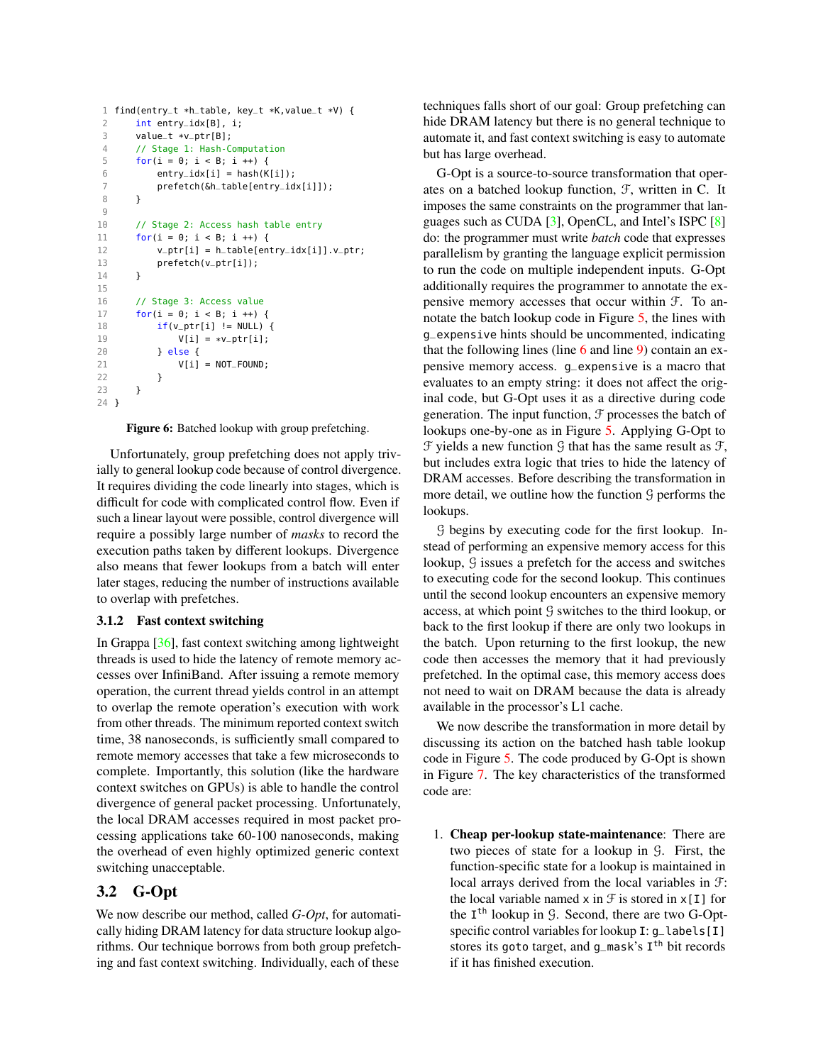```c
find(entry_t *h_table, key_t *K,value_t *V) {
    int entry_idx[B], i;
    value_t *v_ptr[B];
    // Stage 1: Hash-Computation
    for(i = 0; i < B; i ++) {
        entry_idx[i] = hash(K[i]);
        prefetch(&h_table[entry_idx[i]]);
    }

    // Stage 2: Access hash table entry
    for(i = 0; i < B; i ++) {
        v_ptr[i] = h_table[entry_idx[i]].v_ptr;
        prefetch(v_ptr[i]);
    }

    // Stage 3: Access value
    for(i = 0; i < B; i ++) {
        if(v_ptr[i] != NULL) {
            V[i] = *v_ptr[i];
        } else {
            V[i] = NOT_FOUND;
        }
    }
}
```

**Figure 6:** Batched lookup with group prefetching.

Unfortunately, group prefetching does not apply trivially to general lookup code because of control divergence. It requires dividing the code linearly into stages, which is difficult for code with complicated control flow. Even if such a linear layout were possible, control divergence will require a possibly large number of *masks* to record the execution paths taken by different lookups. Divergence also means that fewer lookups from a batch will enter later stages, reducing the number of instructions available to overlap with prefetches.

### 3.1.2 Fast context switching

In Grappa [36], fast context switching among lightweight threads is used to hide the latency of remote memory accesses over InfiniBand. After issuing a remote memory operation, the current thread yields control in an attempt to overlap the remote operation's execution with work from other threads. The minimum reported context switch time, 38 nanoseconds, is sufficiently small compared to remote memory accesses that take a few microseconds to complete. Importantly, this solution (like the hardware context switches on GPUs) is able to handle the control divergence of general packet processing. Unfortunately, the local DRAM accesses required in most packet processing applications take 60-100 nanoseconds, making the overhead of even highly optimized generic context switching unacceptable.

## 3.2 G-Opt

We now describe our method, called *G-Opt*, for automatically hiding DRAM latency for data structure lookup algorithms. Our technique borrows from both group prefetching and fast context switching. Individually, each of these techniques falls short of our goal: Group prefetching can hide DRAM latency but there is no general technique to automate it, and fast context switching is easy to automate but has large overhead.

G-Opt is a source-to-source transformation that operates on a batched lookup function, $\mathcal{F}$, written in C. It imposes the same constraints on the programmer that languages such as CUDA [3], OpenCL, and Intel's ISPC [8] do: the programmer must write *batch* code that expresses parallelism by granting the language explicit permission to run the code on multiple independent inputs. G-Opt additionally requires the programmer to annotate the expensive memory accesses that occur within $\mathcal{F}$. To annotate the batch lookup code in Figure 5, the lines with `g_expensive` hints should be uncommented, indicating that the following lines (line 6 and line 9) contain an expensive memory access. `g_expensive` is a macro that evaluates to an empty string: it does not affect the original code, but G-Opt uses it as a directive during code generation. The input function, $\mathcal{F}$ processes the batch of lookups one-by-one as in Figure 5. Applying G-Opt to $\mathcal{F}$ yields a new function $\mathcal{G}$ that has the same result as $\mathcal{F}$, but includes extra logic that tries to hide the latency of DRAM accesses. Before describing the transformation in more detail, we outline how the function $\mathcal{G}$ performs the lookups.

$\mathcal{G}$ begins by executing code for the first lookup. Instead of performing an expensive memory access for this lookup, $\mathcal{G}$ issues a prefetch for the access and switches to executing code for the second lookup. This continues until the second lookup encounters an expensive memory access, at which point $\mathcal{G}$ switches to the third lookup, or back to the first lookup if there are only two lookups in the batch. Upon returning to the first lookup, the new code then accesses the memory that it had previously prefetched. In the optimal case, this memory access does not need to wait on DRAM because the data is already available in the processor's L1 cache.

We now describe the transformation in more detail by discussing its action on the batched hash table lookup code in Figure 5. The code produced by G-Opt is shown in Figure 7. The key characteristics of the transformed code are:

1. **Cheap per-lookup state-maintenance**: There are two pieces of state for a lookup in $\mathcal{G}$. First, the function-specific state for a lookup is maintained in local arrays derived from the local variables in $\mathcal{F}$: the local variable named `x` in $\mathcal{F}$ is stored in `x[I]` for the $I^{th}$ lookup in $\mathcal{G}$. Second, there are two G-Opt-specific control variables for lookup `I`: `g_labels[I]` stores its `goto` target, and `g_mask`'s $I^{th}$ bit records if it has finished execution.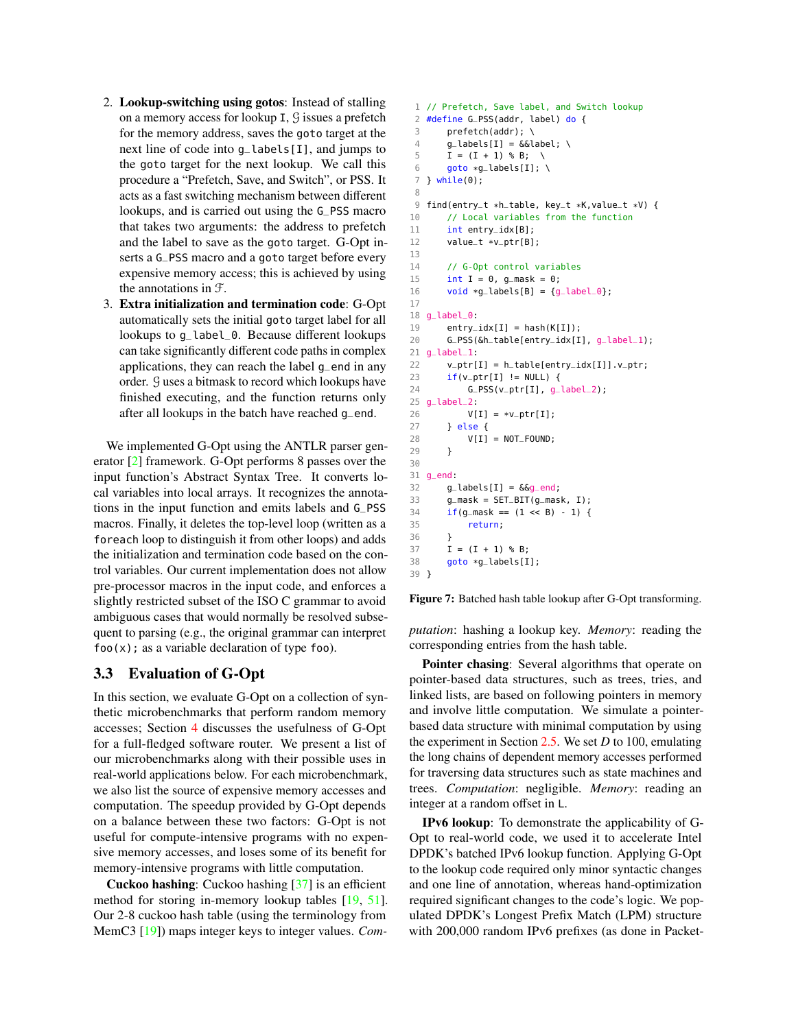2. **Lookup-switching using gotos**: Instead of stalling on a memory access for lookup `I`, $\mathcal{G}$ issues a prefetch for the memory address, saves the `goto` target at the next line of code into `g_labels[I]`, and jumps to the `goto` target for the next lookup. We call this procedure a "Prefetch, Save, and Switch", or PSS. It acts as a fast switching mechanism between different lookups, and is carried out using the `G_PSS` macro that takes two arguments: the address to prefetch and the label to save as the `goto` target. G-Opt inserts a `G_PSS` macro and a `goto` target before every expensive memory access; this is achieved by using the annotations in $\mathcal{F}$.
3. **Extra initialization and termination code**: G-Opt automatically sets the initial `goto` target label for all lookups to `g_label_0`. Because different lookups can take significantly different code paths in complex applications, they can reach the label `g_end` in any order. $\mathcal{G}$ uses a bitmask to record which lookups have finished executing, and the function returns only after all lookups in the batch have reached `g_end`.

We implemented G-Opt using the ANTLR parser generator [2] framework. G-Opt performs 8 passes over the input function's Abstract Syntax Tree. It converts local variables into local arrays. It recognizes the annotations in the input function and emits labels and `G_PSS` macros. Finally, it deletes the top-level loop (written as a `foreach` loop to distinguish it from other loops) and adds the initialization and termination code based on the control variables. Our current implementation does not allow pre-processor macros in the input code, and enforces a slightly restricted subset of the ISO C grammar to avoid ambiguous cases that would normally be resolved subsequent to parsing (e.g., the original grammar can interpret `foo(x);` as a variable declaration of type `foo`).

```
1 // Prefetch, Save label, and Switch lookup
2 #define G_PSS(addr, label) do {
3     prefetch(addr); \
4     g_labels[I] = &&label; \
5     I = (I + 1) % B;  \
6     goto *g_labels[I]; \
7 } while(0);
8
9 find(entry_t *h_table, key_t *K,value_t *V) {
10     // Local variables from the function
11     int entry_idx[B];
12     value_t *v_ptr[B];
13
14     // G-Opt control variables
15     int I = 0, g_mask = 0;
16     void *g_labels[B] = {g_label_0};
17
18 g_label_0:
19     entry_idx[I] = hash(K[I]);
20     G_PSS(&h_table[entry_idx[I], g_label_1);
21 g_label_1:
22     v_ptr[I] = h_table[entry_idx[I]].v_ptr;
23     if(v_ptr[I] != NULL) {
24         G_PSS(v_ptr[I], g_label_2);
25 g_label_2:
26         V[I] = *v_ptr[I];
27     } else {
28         V[I] = NOT_FOUND;
29     }
30
31 g_end:
32     g_labels[I] = &&g_end;
33     g_mask = SET_BIT(g_mask, I);
34     if(g_mask == (1 << B) - 1) {
35         return;
36     }
37     I = (I + 1) % B;
38     goto *g_labels[I];
39 }
```

**Figure 7:** Batched hash table lookup after G-Opt transforming.

### 3.3 Evaluation of G-Opt

In this section, we evaluate G-Opt on a collection of synthetic microbenchmarks that perform random memory accesses; Section 4 discusses the usefulness of G-Opt for a full-fledged software router. We present a list of our microbenchmarks along with their possible uses in real-world applications below. For each microbenchmark, we also list the source of expensive memory accesses and computation. The speedup provided by G-Opt depends on a balance between these two factors: G-Opt is not useful for compute-intensive programs with no expensive memory accesses, and loses some of its benefit for memory-intensive programs with little computation.

**Cuckoo hashing**: Cuckoo hashing [37] is an efficient method for storing in-memory lookup tables [19, 51]. Our 2-8 cuckoo hash table (using the terminology from MemC3 [19]) maps integer keys to integer values. *Computation*: hashing a lookup key. *Memory*: reading the corresponding entries from the hash table.

**Pointer chasing**: Several algorithms that operate on pointer-based data structures, such as trees, tries, and linked lists, are based on following pointers in memory and involve little computation. We simulate a pointer-based data structure with minimal computation by using the experiment in Section 2.5. We set $D$ to 100, emulating the long chains of dependent memory accesses performed for traversing data structures such as state machines and trees. *Computation*: negligible. *Memory*: reading an integer at a random offset in `L`.

**IPv6 lookup**: To demonstrate the applicability of G-Opt to real-world code, we used it to accelerate Intel DPDK's batched IPv6 lookup function. Applying G-Opt to the lookup code required only minor syntactic changes and one line of annotation, whereas hand-optimization required significant changes to the code's logic. We populated DPDK's Longest Prefix Match (LPM) structure with 200,000 random IPv6 prefixes (as done in Packet-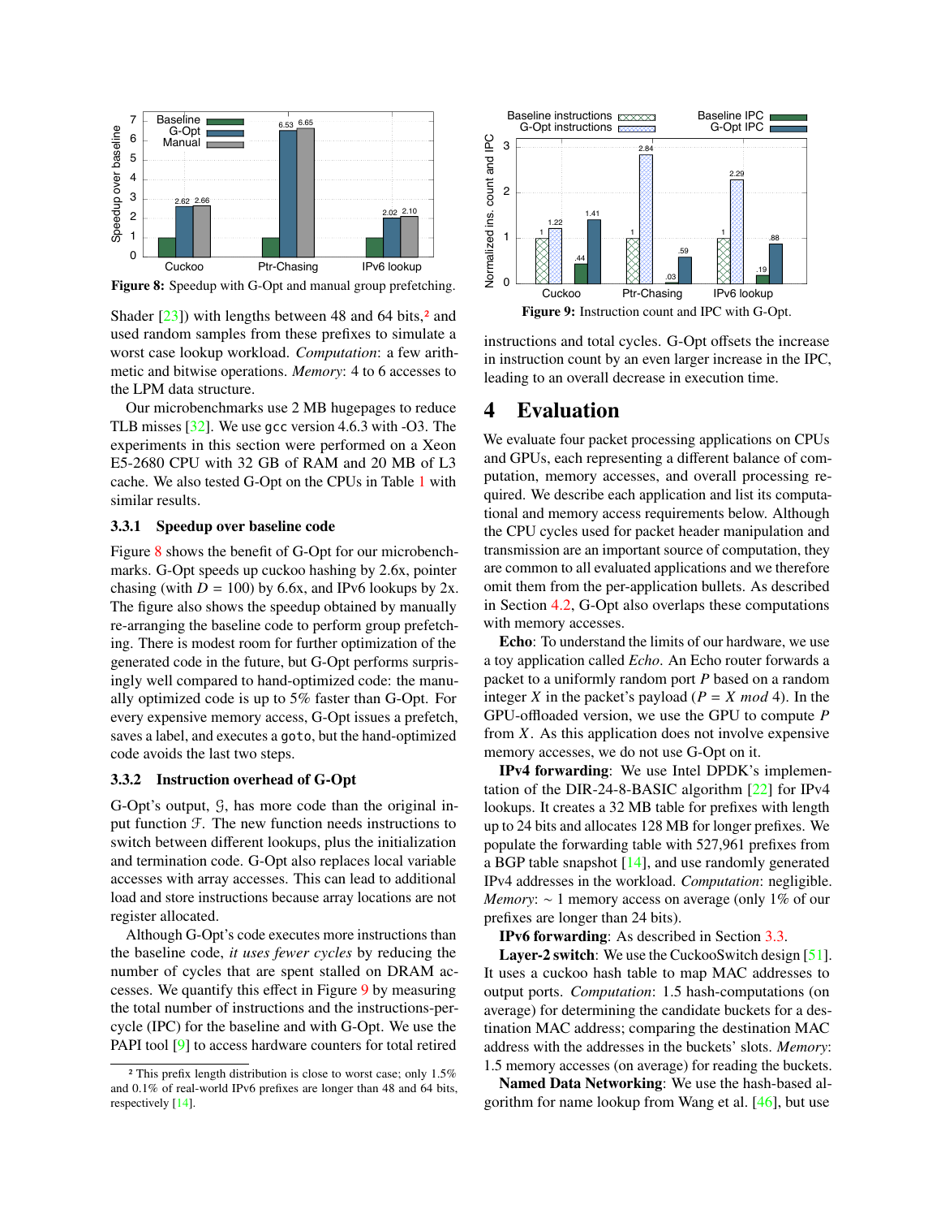Figure 8: Speedup with G-Opt and manual group prefetching.

Shader [23]) with lengths between 48 and 64 bits,[2] and used random samples from these prefixes to simulate a worst case lookup workload. *Computation*: a few arithmetic and bitwise operations. *Memory*: 4 to 6 accesses to the LPM data structure.

Our microbenchmarks use 2 MB hugepages to reduce TLB misses [32]. We use gcc version 4.6.3 with -O3. The experiments in this section were performed on a Xeon E5-2680 CPU with 32 GB of RAM and 20 MB of L3 cache. We also tested G-Opt on the CPUs in Table 1 with similar results.

### 3.3.1 Speedup over baseline code

Figure 8 shows the benefit of G-Opt for our microbenchmarks. G-Opt speeds up cuckoo hashing by 2.6x, pointer chasing (with $D = 100$) by 6.6x, and IPv6 lookups by 2x. The figure also shows the speedup obtained by manually re-arranging the baseline code to perform group prefetching. There is modest room for further optimization of the generated code in the future, but G-Opt performs surprisingly well compared to hand-optimized code: the manually optimized code is up to 5% faster than G-Opt. For every expensive memory access, G-Opt issues a prefetch, saves a label, and executes a `goto`, but the hand-optimized code avoids the last two steps.

### 3.3.2 Instruction overhead of G-Opt

G-Opt's output, $\mathcal{G}$, has more code than the original input function $\mathcal{F}$. The new function needs instructions to switch between different lookups, plus the initialization and termination code. G-Opt also replaces local variable accesses with array accesses. This can lead to additional load and store instructions because array locations are not register allocated.

Although G-Opt's code executes more instructions than the baseline code, *it uses fewer cycles* by reducing the number of cycles that are spent stalled on DRAM accesses. We quantify this effect in Figure 9 by measuring the total number of instructions and the instructions-per-cycle (IPC) for the baseline and with G-Opt. We use the PAPI tool [9] to access hardware counters for total retired instructions and total cycles. G-Opt offsets the increase in instruction count by an even larger increase in the IPC, leading to an overall decrease in execution time.

[2] This prefix length distribution is close to worst case; only 1.5% and 0.1% of real-world IPv6 prefixes are longer than 48 and 64 bits, respectively [14].

Figure 9: Instruction count and IPC with G-Opt.

# 4 Evaluation

We evaluate four packet processing applications on CPUs and GPUs, each representing a different balance of computation, memory accesses, and overall processing required. We describe each application and list its computational and memory access requirements below. Although the CPU cycles used for packet header manipulation and transmission are an important source of computation, they are common to all evaluated applications and we therefore omit them from the per-application bullets. As described in Section 4.2, G-Opt also overlaps these computations with memory accesses.

**Echo**: To understand the limits of our hardware, we use a toy application called *Echo*. An Echo router forwards a packet to a uniformly random port $P$ based on a random integer $X$ in the packet's payload ($P = X \ mod\ 4$). In the GPU-offloaded version, we use the GPU to compute $P$ from $X$. As this application does not involve expensive memory accesses, we do not use G-Opt on it.

**IPv4 forwarding**: We use Intel DPDK's implementation of the DIR-24-8-BASIC algorithm [22] for IPv4 lookups. It creates a 32 MB table for prefixes with length up to 24 bits and allocates 128 MB for longer prefixes. We populate the forwarding table with 527,961 prefixes from a BGP table snapshot [14], and use randomly generated IPv4 addresses in the workload. *Computation*: negligible. *Memory*: $\sim$ 1 memory access on average (only 1% of our prefixes are longer than 24 bits).

**IPv6 forwarding**: As described in Section 3.3.

**Layer-2 switch**: We use the CuckooSwitch design [51]. It uses a cuckoo hash table to map MAC addresses to output ports. *Computation*: 1.5 hash-computations (on average) for determining the candidate buckets for a destination MAC address; comparing the destination MAC address with the addresses in the buckets' slots. *Memory*: 1.5 memory accesses (on average) for reading the buckets.

**Named Data Networking**: We use the hash-based algorithm for name lookup from Wang et al. [46], but use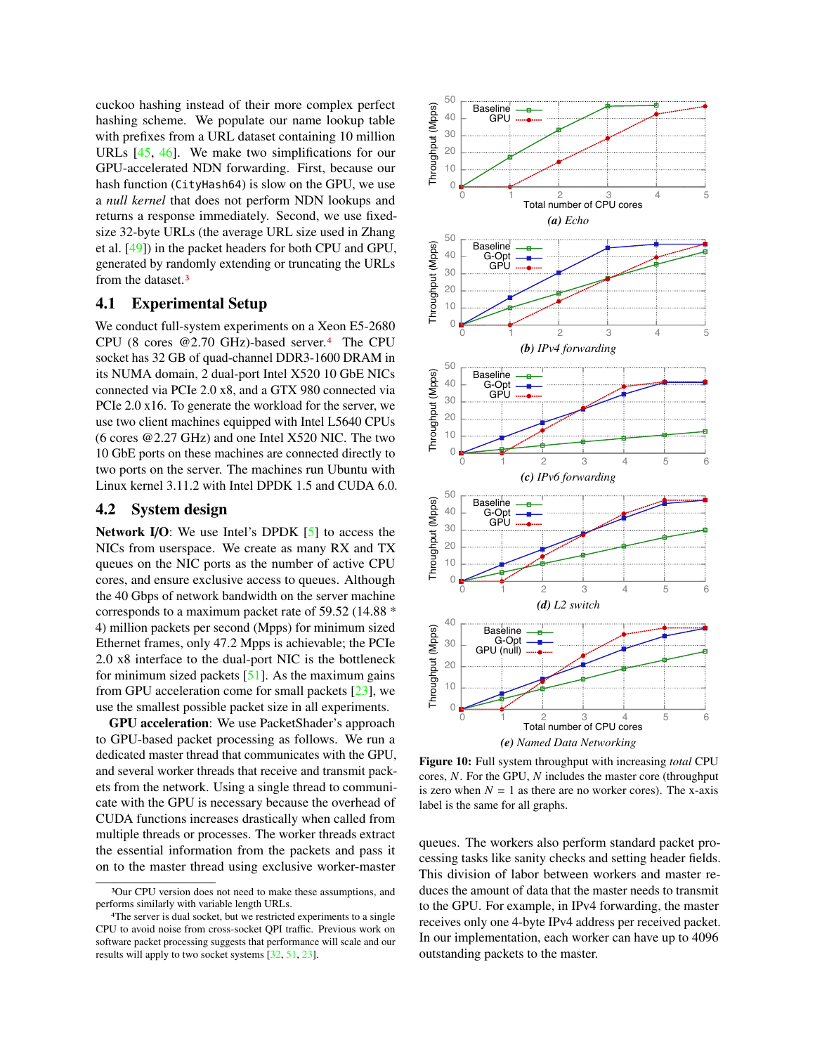cuckoo hashing instead of their more complex perfect hashing scheme. We populate our name lookup table with prefixes from a URL dataset containing 10 million URLs [45, 46]. We make two simplifications for our GPU-accelerated NDN forwarding. First, because our hash function (CityHash64) is slow on the GPU, we use a *null kernel* that does not perform NDN lookups and returns a response immediately. Second, we use fixed-size 32-byte URLs (the average URL size used in Zhang et al. [49]) in the packet headers for both CPU and GPU, generated by randomly extending or truncating the URLs from the dataset.[3]

## 4.1 Experimental Setup

We conduct full-system experiments on a Xeon E5-2680 CPU (8 cores @2.70 GHz)-based server.[4] The CPU socket has 32 GB of quad-channel DDR3-1600 DRAM in its NUMA domain, 2 dual-port Intel X520 10 GbE NICs connected via PCIe 2.0 x8, and a GTX 980 connected via PCIe 2.0 x16. To generate the workload for the server, we use two client machines equipped with Intel L5640 CPUs (6 cores @2.27 GHz) and one Intel X520 NIC. The two 10 GbE ports on these machines are connected directly to two ports on the server. The machines run Ubuntu with Linux kernel 3.11.2 with Intel DPDK 1.5 and CUDA 6.0.

## 4.2 System design

**Network I/O**: We use Intel's DPDK [5] to access the NICs from userspace. We create as many RX and TX queues on the NIC ports as the number of active CPU cores, and ensure exclusive access to queues. Although the 40 Gbps of network bandwidth on the server machine corresponds to a maximum packet rate of 59.52 (14.88 * 4) million packets per second (Mpps) for minimum sized Ethernet frames, only 47.2 Mpps is achievable; the PCIe 2.0 x8 interface to the dual-port NIC is the bottleneck for minimum sized packets [51]. As the maximum gains from GPU acceleration come for small packets [23], we use the smallest possible packet size in all experiments.

**GPU acceleration**: We use PacketShader's approach to GPU-based packet processing as follows. We run a dedicated master thread that communicates with the GPU, and several worker threads that receive and transmit packets from the network. Using a single thread to communicate with the GPU is necessary because the overhead of CUDA functions increases drastically when called from multiple threads or processes. The worker threads extract the essential information from the packets and pass it on to the master thread using exclusive worker-master queues. The workers also perform standard packet processing tasks like sanity checks and setting header fields. This division of labor between workers and master reduces the amount of data that the master needs to transmit to the GPU. For example, in IPv4 forwarding, the master receives only one 4-byte IPv4 address per received packet. In our implementation, each worker can have up to 4096 outstanding packets to the master.

**Figure 10:** Full system throughput with increasing *total* CPU cores, $N$. For the GPU, $N$ includes the master core (throughput is zero when $N = 1$ as there are no worker cores). The x-axis label is the same for all graphs.

(a) Echo; (b) IPv4 forwarding; (c) IPv6 forwarding; (d) L2 switch; (e) Named Data Networking

[3] Our CPU version does not need to make these assumptions, and performs similarly with variable length URLs.

[4] The server is dual socket, but we restricted experiments to a single CPU to avoid noise from cross-socket QPI traffic. Previous work on software packet processing suggests that performance will scale and our results will apply to two socket systems [32, 51, 23].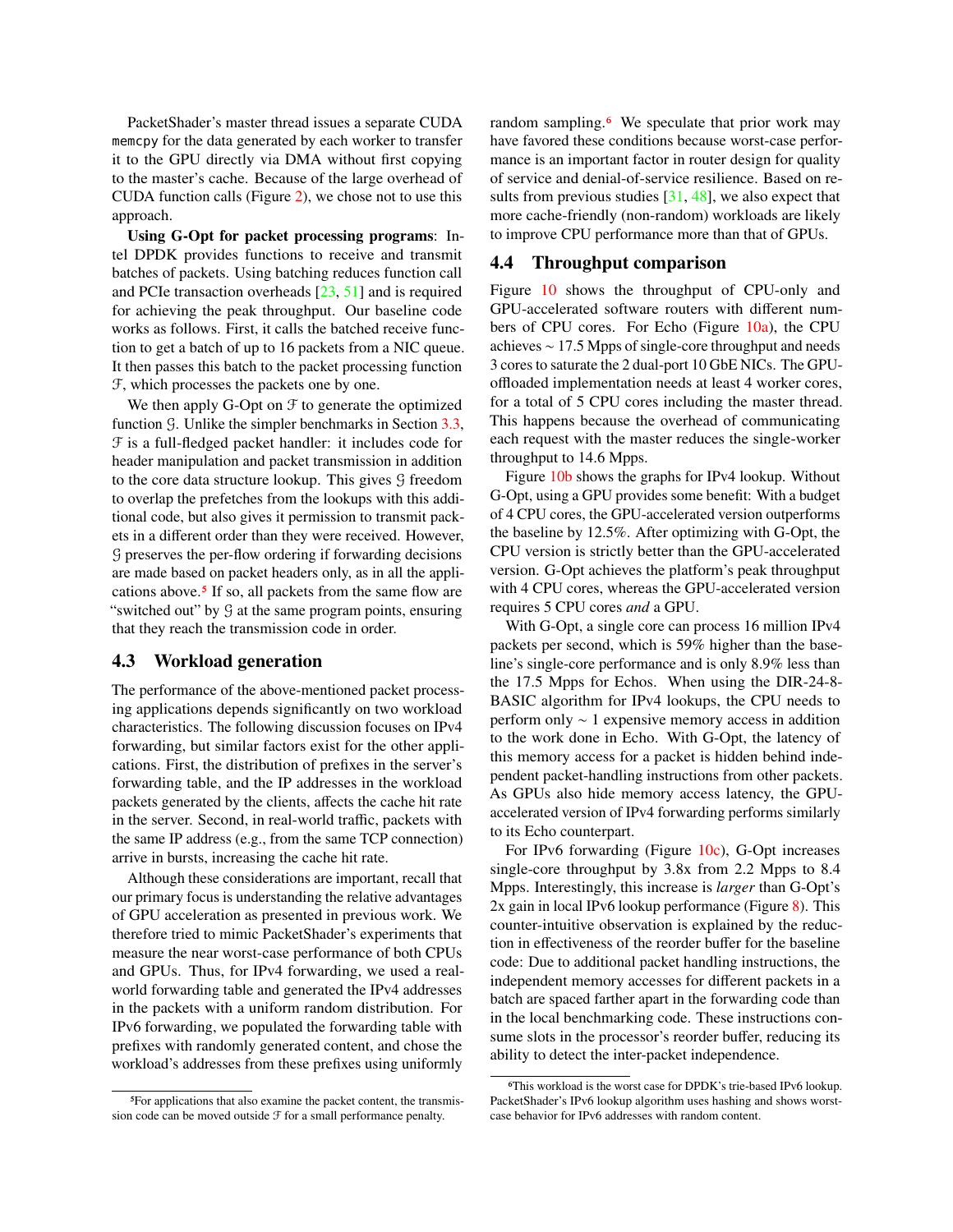PacketShader's master thread issues a separate CUDA memcpy for the data generated by each worker to transfer it to the GPU directly via DMA without first copying to the master's cache. Because of the large overhead of CUDA function calls (Figure 2), we chose not to use this approach.

**Using G-Opt for packet processing programs**: Intel DPDK provides functions to receive and transmit batches of packets. Using batching reduces function call and PCIe transaction overheads [23, 51] and is required for achieving the peak throughput. Our baseline code works as follows. First, it calls the batched receive function to get a batch of up to 16 packets from a NIC queue. It then passes this batch to the packet processing function $\mathcal{F}$, which processes the packets one by one.

We then apply G-Opt on $\mathcal{F}$ to generate the optimized function $\mathcal{G}$. Unlike the simpler benchmarks in Section 3.3, $\mathcal{F}$ is a full-fledged packet handler: it includes code for header manipulation and packet transmission in addition to the core data structure lookup. This gives $\mathcal{G}$ freedom to overlap the prefetches from the lookups with this additional code, but also gives it permission to transmit packets in a different order than they were received. However, $\mathcal{G}$ preserves the per-flow ordering if forwarding decisions are made based on packet headers only, as in all the applications above.[5] If so, all packets from the same flow are "switched out" by $\mathcal{G}$ at the same program points, ensuring that they reach the transmission code in order.

### 4.3 Workload generation

The performance of the above-mentioned packet processing applications depends significantly on two workload characteristics. The following discussion focuses on IPv4 forwarding, but similar factors exist for the other applications. First, the distribution of prefixes in the server's forwarding table, and the IP addresses in the workload packets generated by the clients, affects the cache hit rate in the server. Second, in real-world traffic, packets with the same IP address (e.g., from the same TCP connection) arrive in bursts, increasing the cache hit rate.

Although these considerations are important, recall that our primary focus is understanding the relative advantages of GPU acceleration as presented in previous work. We therefore tried to mimic PacketShader's experiments that measure the near worst-case performance of both CPUs and GPUs. Thus, for IPv4 forwarding, we used a real-world forwarding table and generated the IPv4 addresses in the packets with a uniform random distribution. For IPv6 forwarding, we populated the forwarding table with prefixes with randomly generated content, and chose the workload's addresses from these prefixes using uniformly random sampling.[6] We speculate that prior work may have favored these conditions because worst-case performance is an important factor in router design for quality of service and denial-of-service resilience. Based on results from previous studies [31, 48], we also expect that more cache-friendly (non-random) workloads are likely to improve CPU performance more than that of GPUs.

### 4.4 Throughput comparison

Figure 10 shows the throughput of CPU-only and GPU-accelerated software routers with different numbers of CPU cores. For Echo (Figure 10a), the CPU achieves ~ 17.5 Mpps of single-core throughput and needs 3 cores to saturate the 2 dual-port 10 GbE NICs. The GPU-offloaded implementation needs at least 4 worker cores, for a total of 5 CPU cores including the master thread. This happens because the overhead of communicating each request with the master reduces the single-worker throughput to 14.6 Mpps.

Figure 10b shows the graphs for IPv4 lookup. Without G-Opt, using a GPU provides some benefit: With a budget of 4 CPU cores, the GPU-accelerated version outperforms the baseline by 12.5%. After optimizing with G-Opt, the CPU version is strictly better than the GPU-accelerated version. G-Opt achieves the platform's peak throughput with 4 CPU cores, whereas the GPU-accelerated version requires 5 CPU cores *and* a GPU.

With G-Opt, a single core can process 16 million IPv4 packets per second, which is 59% higher than the baseline's single-core performance and is only 8.9% less than the 17.5 Mpps for Echos. When using the DIR-24-8-BASIC algorithm for IPv4 lookups, the CPU needs to perform only ~ 1 expensive memory access in addition to the work done in Echo. With G-Opt, the latency of this memory access for a packet is hidden behind independent packet-handling instructions from other packets. As GPUs also hide memory access latency, the GPU-accelerated version of IPv4 forwarding performs similarly to its Echo counterpart.

For IPv6 forwarding (Figure 10c), G-Opt increases single-core throughput by 3.8x from 2.2 Mpps to 8.4 Mpps. Interestingly, this increase is *larger* than G-Opt's 2x gain in local IPv6 lookup performance (Figure 8). This counter-intuitive observation is explained by the reduction in effectiveness of the reorder buffer for the baseline code: Due to additional packet handling instructions, the independent memory accesses for different packets in a batch are spaced farther apart in the forwarding code than in the local benchmarking code. These instructions consume slots in the processor's reorder buffer, reducing its ability to detect the inter-packet independence.

---

[5] For applications that also examine the packet content, the transmission code can be moved outside $\mathcal{F}$ for a small performance penalty.

[6] This workload is the worst case for DPDK's trie-based IPv6 lookup. PacketShader's IPv6 lookup algorithm uses hashing and shows worst-case behavior for IPv6 addresses with random content.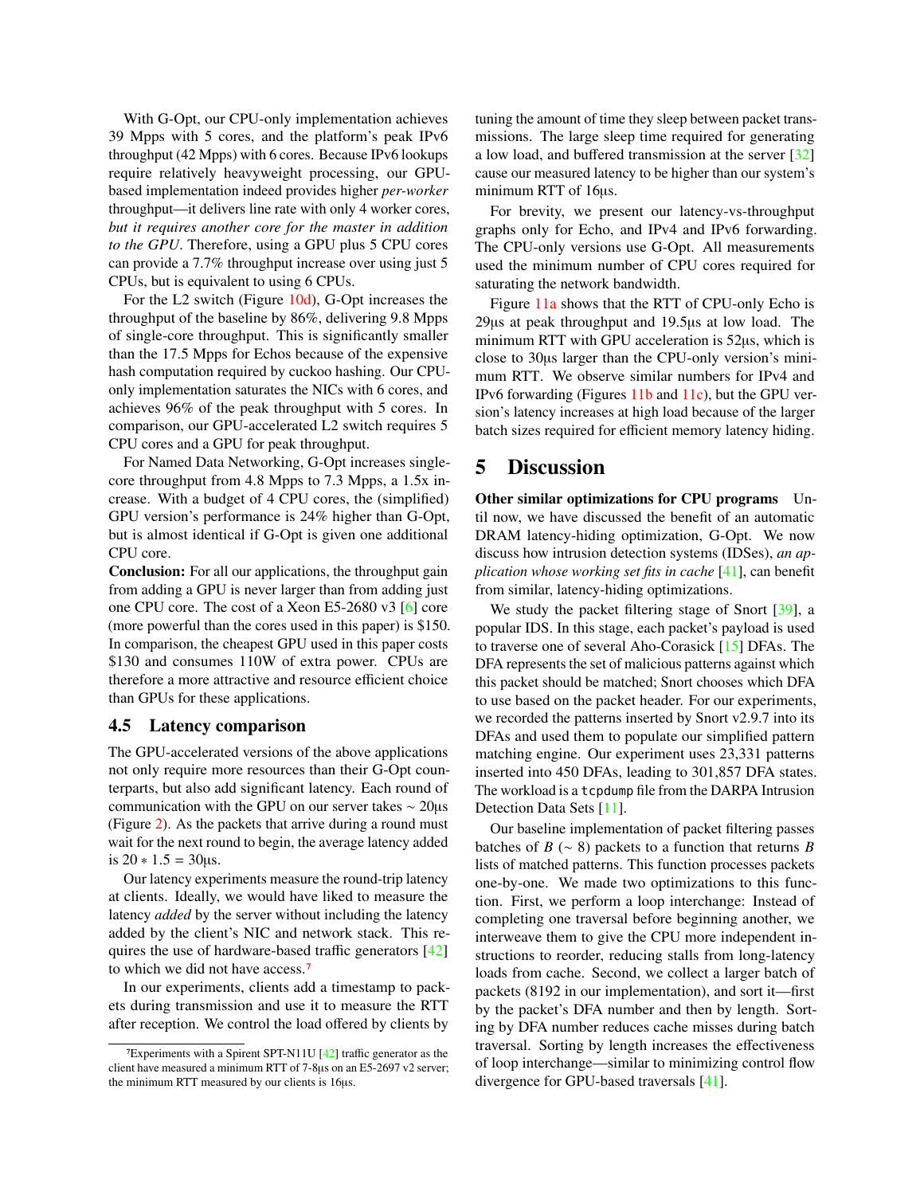With G-Opt, our CPU-only implementation achieves 39 Mpps with 5 cores, and the platform's peak IPv6 throughput (42 Mpps) with 6 cores. Because IPv6 lookups require relatively heavyweight processing, our GPU-based implementation indeed provides higher *per-worker* throughput—it delivers line rate with only 4 worker cores, *but it requires another core for the master in addition to the GPU*. Therefore, using a GPU plus 5 CPU cores can provide a 7.7% throughput increase over using just 5 CPUs, but is equivalent to using 6 CPUs.

For the L2 switch (Figure 10d), G-Opt increases the throughput of the baseline by 86%, delivering 9.8 Mpps of single-core throughput. This is significantly smaller than the 17.5 Mpps for Echos because of the expensive hash computation required by cuckoo hashing. Our CPU-only implementation saturates the NICs with 6 cores, and achieves 96% of the peak throughput with 5 cores. In comparison, our GPU-accelerated L2 switch requires 5 CPU cores and a GPU for peak throughput.

For Named Data Networking, G-Opt increases single-core throughput from 4.8 Mpps to 7.3 Mpps, a 1.5x increase. With a budget of 4 CPU cores, the (simplified) GPU version's performance is 24% higher than G-Opt, but is almost identical if G-Opt is given one additional CPU core.

**Conclusion:** For all our applications, the throughput gain from adding a GPU is never larger than from adding just one CPU core. The cost of a Xeon E5-2680 v3 [6] core (more powerful than the cores used in this paper) is \$150. In comparison, the cheapest GPU used in this paper costs \$130 and consumes 110W of extra power. CPUs are therefore a more attractive and resource efficient choice than GPUs for these applications.

### 4.5 Latency comparison

The GPU-accelerated versions of the above applications not only require more resources than their G-Opt counterparts, but also add significant latency. Each round of communication with the GPU on our server takes $\sim 20$µs (Figure 2). As the packets that arrive during a round must wait for the next round to begin, the average latency added is $20 * 1.5 = 30$µs.

Our latency experiments measure the round-trip latency at clients. Ideally, we would have liked to measure the latency *added* by the server without including the latency added by the client's NIC and network stack. This requires the use of hardware-based traffic generators [42] to which we did not have access.[7]

In our experiments, clients add a timestamp to packets during transmission and use it to measure the RTT after reception. We control the load offered by clients by tuning the amount of time they sleep between packet transmissions. The large sleep time required for generating a low load, and buffered transmission at the server [32] cause our measured latency to be higher than our system's minimum RTT of 16µs.

For brevity, we present our latency-vs-throughput graphs only for Echo, and IPv4 and IPv6 forwarding. The CPU-only versions use G-Opt. All measurements used the minimum number of CPU cores required for saturating the network bandwidth.

Figure 11a shows that the RTT of CPU-only Echo is 29µs at peak throughput and 19.5µs at low load. The minimum RTT with GPU acceleration is 52µs, which is close to 30µs larger than the CPU-only version's minimum RTT. We observe similar numbers for IPv4 and IPv6 forwarding (Figures 11b and 11c), but the GPU version's latency increases at high load because of the larger batch sizes required for efficient memory latency hiding.

## 5 Discussion

**Other similar optimizations for CPU programs** Until now, we have discussed the benefit of an automatic DRAM latency-hiding optimization, G-Opt. We now discuss how intrusion detection systems (IDSes), *an application whose working set fits in cache* [41], can benefit from similar, latency-hiding optimizations.

We study the packet filtering stage of Snort [39], a popular IDS. In this stage, each packet's payload is used to traverse one of several Aho-Corasick [15] DFAs. The DFA represents the set of malicious patterns against which this packet should be matched; Snort chooses which DFA to use based on the packet header. For our experiments, we recorded the patterns inserted by Snort v2.9.7 into its DFAs and used them to populate our simplified pattern matching engine. Our experiment uses 23,331 patterns inserted into 450 DFAs, leading to 301,857 DFA states. The workload is a `tcpdump` file from the DARPA Intrusion Detection Data Sets [11].

Our baseline implementation of packet filtering passes batches of $B$ ($\sim 8$) packets to a function that returns $B$ lists of matched patterns. This function processes packets one-by-one. We made two optimizations to this function. First, we perform a loop interchange: Instead of completing one traversal before beginning another, we interweave them to give the CPU more independent instructions to reorder, reducing stalls from long-latency loads from cache. Second, we collect a larger batch of packets (8192 in our implementation), and sort it—first by the packet's DFA number and then by length. Sorting by DFA number reduces cache misses during batch traversal. Sorting by length increases the effectiveness of loop interchange—similar to minimizing control flow divergence for GPU-based traversals [41].

[7] Experiments with a Spirent SPT-N11U [42] traffic generator as the client have measured a minimum RTT of 7-8µs on an E5-2697 v2 server; the minimum RTT measured by our clients is 16µs.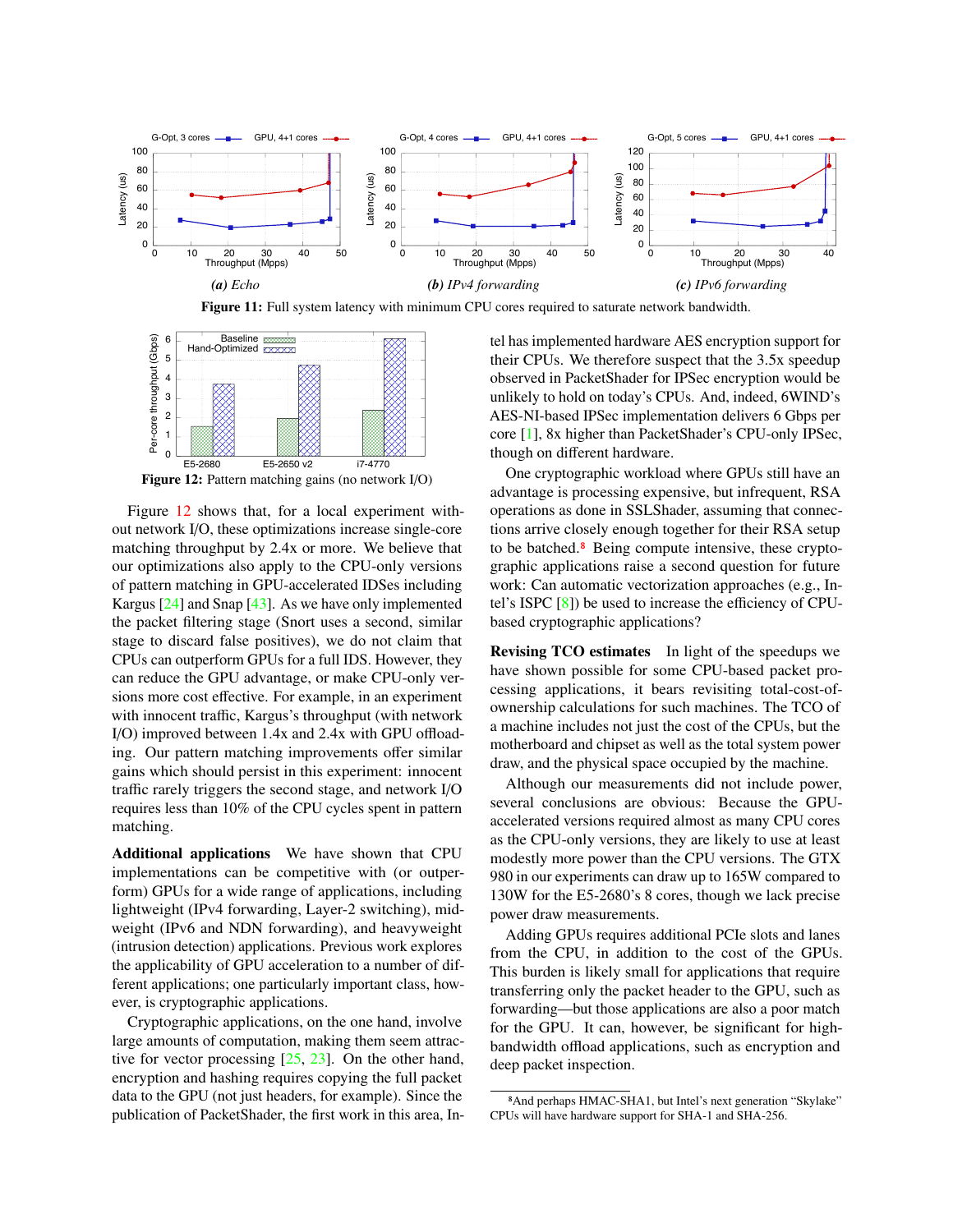Figure 11: Full system latency with minimum CPU cores required to saturate network bandwidth.

(a) Echo

(b) IPv4 forwarding

(c) IPv6 forwarding

Figure 12: Pattern matching gains (no network I/O)

Figure 12 shows that, for a local experiment without network I/O, these optimizations increase single-core matching throughput by 2.4x or more. We believe that our optimizations also apply to the CPU-only versions of pattern matching in GPU-accelerated IDSes including Kargus [24] and Snap [43]. As we have only implemented the packet filtering stage (Snort uses a second, similar stage to discard false positives), we do not claim that CPUs can outperform GPUs for a full IDS. However, they can reduce the GPU advantage, or make CPU-only versions more cost effective. For example, in an experiment with innocent traffic, Kargus's throughput (with network I/O) improved between 1.4x and 2.4x with GPU offloading. Our pattern matching improvements offer similar gains which should persist in this experiment: innocent traffic rarely triggers the second stage, and network I/O requires less than 10% of the CPU cycles spent in pattern matching.

**Additional applications** We have shown that CPU implementations can be competitive with (or outperform) GPUs for a wide range of applications, including lightweight (IPv4 forwarding, Layer-2 switching), midweight (IPv6 and NDN forwarding), and heavyweight (intrusion detection) applications. Previous work explores the applicability of GPU acceleration to a number of different applications; one particularly important class, however, is cryptographic applications.

Cryptographic applications, on the one hand, involve large amounts of computation, making them seem attractive for vector processing [25, 23]. On the other hand, encryption and hashing requires copying the full packet data to the GPU (not just headers, for example). Since the publication of PacketShader, the first work in this area, Intel has implemented hardware AES encryption support for their CPUs. We therefore suspect that the 3.5x speedup observed in PacketShader for IPSec encryption would be unlikely to hold on today's CPUs. And, indeed, 6WIND's AES-NI-based IPSec implementation delivers 6 Gbps per core [1], 8x higher than PacketShader's CPU-only IPSec, though on different hardware.

One cryptographic workload where GPUs still have an advantage is processing expensive, but infrequent, RSA operations as done in SSLShader, assuming that connections arrive closely enough together for their RSA setup to be batched.[8] Being compute intensive, these cryptographic applications raise a second question for future work: Can automatic vectorization approaches (e.g., Intel's ISPC [8]) be used to increase the efficiency of CPU-based cryptographic applications?

**Revising TCO estimates** In light of the speedups we have shown possible for some CPU-based packet processing applications, it bears revisiting total-cost-of-ownership calculations for such machines. The TCO of a machine includes not just the cost of the CPUs, but the motherboard and chipset as well as the total system power draw, and the physical space occupied by the machine.

Although our measurements did not include power, several conclusions are obvious: Because the GPU-accelerated versions required almost as many CPU cores as the CPU-only versions, they are likely to use at least modestly more power than the CPU versions. The GTX 980 in our experiments can draw up to 165W compared to 130W for the E5-2680's 8 cores, though we lack precise power draw measurements.

Adding GPUs requires additional PCIe slots and lanes from the CPU, in addition to the cost of the GPUs. This burden is likely small for applications that require transferring only the packet header to the GPU, such as forwarding—but those applications are also a poor match for the GPU. It can, however, be significant for high-bandwidth offload applications, such as encryption and deep packet inspection.

[8] And perhaps HMAC-SHA1, but Intel's next generation "Skylake" CPUs will have hardware support for SHA-1 and SHA-256.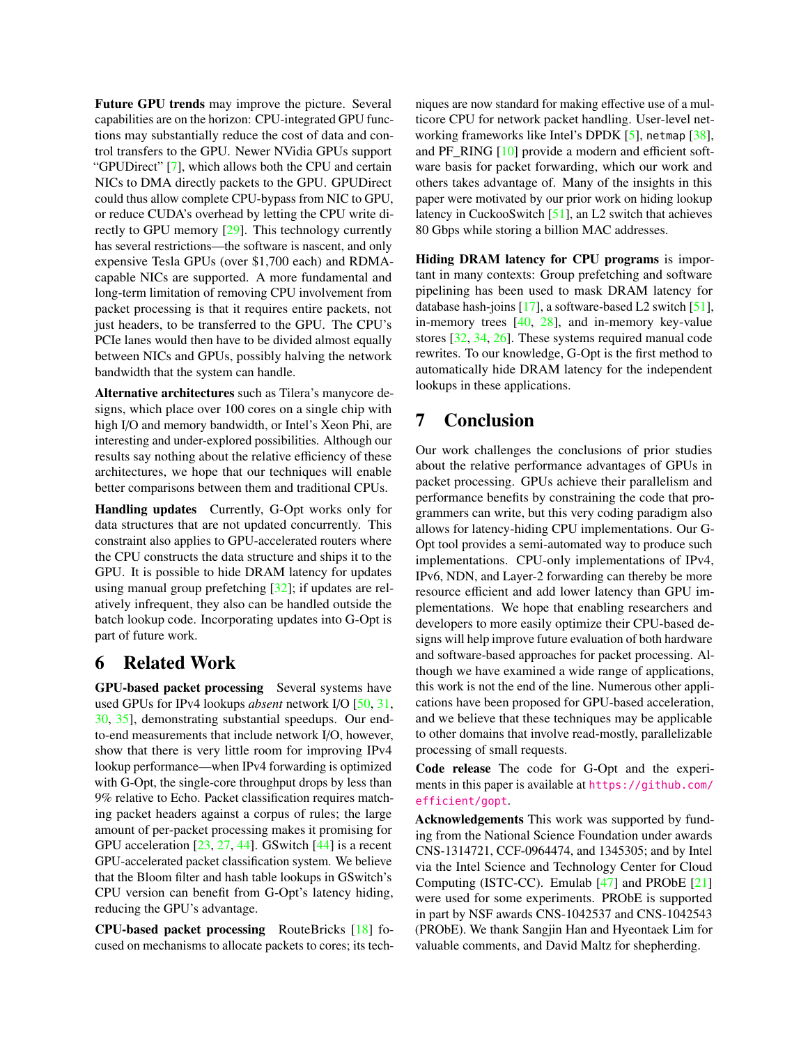**Future GPU trends** may improve the picture. Several capabilities are on the horizon: CPU-integrated GPU functions may substantially reduce the cost of data and control transfers to the GPU. Newer NVidia GPUs support "GPUDirect" [7], which allows both the CPU and certain NICs to DMA directly packets to the GPU. GPUDirect could thus allow complete CPU-bypass from NIC to GPU, or reduce CUDA's overhead by letting the CPU write directly to GPU memory [29]. This technology currently has several restrictions—the software is nascent, and only expensive Tesla GPUs (over $1,700 each) and RDMA-capable NICs are supported. A more fundamental and long-term limitation of removing CPU involvement from packet processing is that it requires entire packets, not just headers, to be transferred to the GPU. The CPU's PCIe lanes would then have to be divided almost equally between NICs and GPUs, possibly halving the network bandwidth that the system can handle.

**Alternative architectures** such as Tilera's manycore designs, which place over 100 cores on a single chip with high I/O and memory bandwidth, or Intel's Xeon Phi, are interesting and under-explored possibilities. Although our results say nothing about the relative efficiency of these architectures, we hope that our techniques will enable better comparisons between them and traditional CPUs.

**Handling updates** Currently, G-Opt works only for data structures that are not updated concurrently. This constraint also applies to GPU-accelerated routers where the CPU constructs the data structure and ships it to the GPU. It is possible to hide DRAM latency for updates using manual group prefetching [32]; if updates are relatively infrequent, they also can be handled outside the batch lookup code. Incorporating updates into G-Opt is part of future work.

## 6 Related Work

**GPU-based packet processing** Several systems have used GPUs for IPv4 lookups *absent* network I/O [50, 31, 30, 35], demonstrating substantial speedups. Our end-to-end measurements that include network I/O, however, show that there is very little room for improving IPv4 lookup performance—when IPv4 forwarding is optimized with G-Opt, the single-core throughput drops by less than 9% relative to Echo. Packet classification requires matching packet headers against a corpus of rules; the large amount of per-packet processing makes it promising for GPU acceleration [23, 27, 44]. GSwitch [44] is a recent GPU-accelerated packet classification system. We believe that the Bloom filter and hash table lookups in GSwitch's CPU version can benefit from G-Opt's latency hiding, reducing the GPU's advantage.

**CPU-based packet processing** RouteBricks [18] focused on mechanisms to allocate packets to cores; its techniques are now standard for making effective use of a multicore CPU for network packet handling. User-level networking frameworks like Intel's DPDK [5], `netmap` [38], and PF_RING [10] provide a modern and efficient software basis for packet forwarding, which our work and others takes advantage of. Many of the insights in this paper were motivated by our prior work on hiding lookup latency in CuckooSwitch [51], an L2 switch that achieves 80 Gbps while storing a billion MAC addresses.

**Hiding DRAM latency for CPU programs** is important in many contexts: Group prefetching and software pipelining has been used to mask DRAM latency for database hash-joins [17], a software-based L2 switch [51], in-memory trees [40, 28], and in-memory key-value stores [32, 34, 26]. These systems required manual code rewrites. To our knowledge, G-Opt is the first method to automatically hide DRAM latency for the independent lookups in these applications.

## 7 Conclusion

Our work challenges the conclusions of prior studies about the relative performance advantages of GPUs in packet processing. GPUs achieve their parallelism and performance benefits by constraining the code that programmers can write, but this very coding paradigm also allows for latency-hiding CPU implementations. Our G-Opt tool provides a semi-automated way to produce such implementations. CPU-only implementations of IPv4, IPv6, NDN, and Layer-2 forwarding can thereby be more resource efficient and add lower latency than GPU implementations. We hope that enabling researchers and developers to more easily optimize their CPU-based designs will help improve future evaluation of both hardware and software-based approaches for packet processing. Although we have examined a wide range of applications, this work is not the end of the line. Numerous other applications have been proposed for GPU-based acceleration, and we believe that these techniques may be applicable to other domains that involve read-mostly, parallelizable processing of small requests.

**Code release** The code for G-Opt and the experiments in this paper is available at https://github.com/efficient/gopt.

**Acknowledgements** This work was supported by funding from the National Science Foundation under awards CNS-1314721, CCF-0964474, and 1345305; and by Intel via the Intel Science and Technology Center for Cloud Computing (ISTC-CC). Emulab [47] and PRObE [21] were used for some experiments. PRObE is supported in part by NSF awards CNS-1042537 and CNS-1042543 (PRObE). We thank Sangjin Han and Hyeontaek Lim for valuable comments, and David Maltz for shepherding.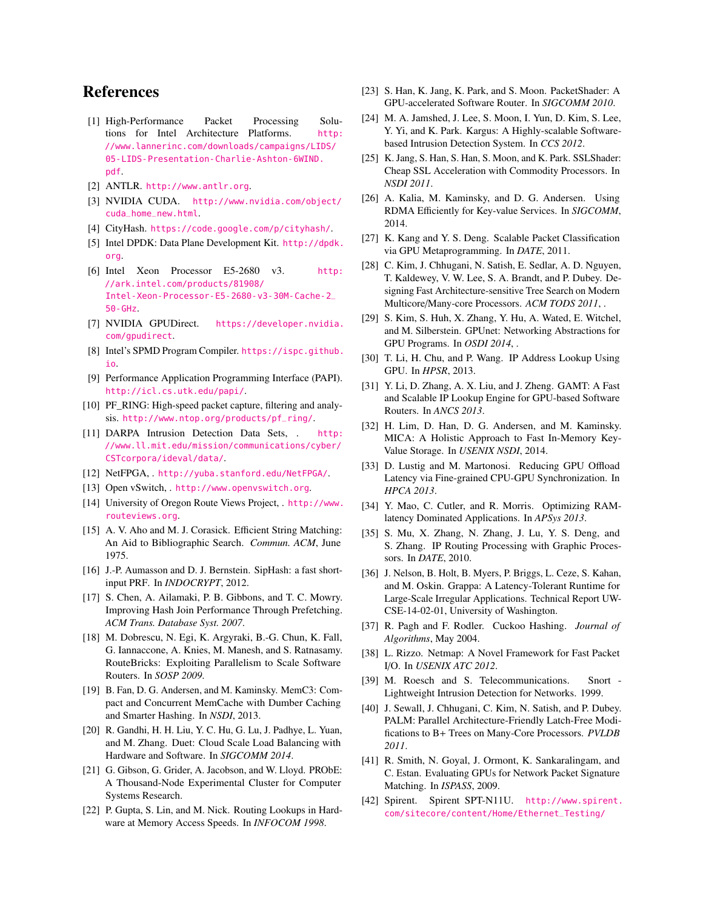# References

[1] High-Performance Packet Processing Solutions for Intel Architecture Platforms. http://www.lannerinc.com/downloads/campaigns/LIDS/05-LIDS-Presentation-Charlie-Ashton-6WIND.pdf.

[2] ANTLR. http://www.antlr.org.

[3] NVIDIA CUDA. http://www.nvidia.com/object/cuda_home_new.html.

[4] CityHash. https://code.google.com/p/cityhash/.

[5] Intel DPDK: Data Plane Development Kit. http://dpdk.org.

[6] Intel Xeon Processor E5-2680 v3. http://ark.intel.com/products/81908/Intel-Xeon-Processor-E5-2680-v3-30M-Cache-2_50-GHz.

[7] NVIDIA GPUDirect. https://developer.nvidia.com/gpudirect.

[8] Intel's SPMD Program Compiler. https://ispc.github.io.

[9] Performance Application Programming Interface (PAPI). http://icl.cs.utk.edu/papi/.

[10] PF_RING: High-speed packet capture, filtering and analysis. http://www.ntop.org/products/pf_ring/.

[11] DARPA Intrusion Detection Data Sets, . http://www.ll.mit.edu/mission/communications/cyber/CSTcorpora/ideval/data/.

[12] NetFPGA, . http://yuba.stanford.edu/NetFPGA/.

[13] Open vSwitch, . http://www.openvswitch.org.

[14] University of Oregon Route Views Project, . http://www.routeviews.org.

[15] A. V. Aho and M. J. Corasick. Efficient String Matching: An Aid to Bibliographic Search. *Commun. ACM*, June 1975.

[16] J.-P. Aumasson and D. J. Bernstein. SipHash: a fast short-input PRF. In *INDOCRYPT*, 2012.

[17] S. Chen, A. Ailamaki, P. B. Gibbons, and T. C. Mowry. Improving Hash Join Performance Through Prefetching. *ACM Trans. Database Syst. 2007*.

[18] M. Dobrescu, N. Egi, K. Argyraki, B.-G. Chun, K. Fall, G. Iannaccone, A. Knies, M. Manesh, and S. Ratnasamy. RouteBricks: Exploiting Parallelism to Scale Software Routers. In *SOSP 2009*.

[19] B. Fan, D. G. Andersen, and M. Kaminsky. MemC3: Compact and Concurrent MemCache with Dumber Caching and Smarter Hashing. In *NSDI*, 2013.

[20] R. Gandhi, H. H. Liu, Y. C. Hu, G. Lu, J. Padhye, L. Yuan, and M. Zhang. Duet: Cloud Scale Load Balancing with Hardware and Software. In *SIGCOMM 2014*.

[21] G. Gibson, G. Grider, A. Jacobson, and W. Lloyd. PRObE: A Thousand-Node Experimental Cluster for Computer Systems Research.

[22] P. Gupta, S. Lin, and M. Nick. Routing Lookups in Hardware at Memory Access Speeds. In *INFOCOM 1998*.

[23] S. Han, K. Jang, K. Park, and S. Moon. PacketShader: A GPU-accelerated Software Router. In *SIGCOMM 2010*.

[24] M. A. Jamshed, J. Lee, S. Moon, I. Yun, D. Kim, S. Lee, Y. Yi, and K. Park. Kargus: A Highly-scalable Software-based Intrusion Detection System. In *CCS 2012*.

[25] K. Jang, S. Han, S. Han, S. Moon, and K. Park. SSLShader: Cheap SSL Acceleration with Commodity Processors. In *NSDI 2011*.

[26] A. Kalia, M. Kaminsky, and D. G. Andersen. Using RDMA Efficiently for Key-value Services. In *SIGCOMM*, 2014.

[27] K. Kang and Y. S. Deng. Scalable Packet Classification via GPU Metaprogramming. In *DATE*, 2011.

[28] C. Kim, J. Chhugani, N. Satish, E. Sedlar, A. D. Nguyen, T. Kaldewey, V. W. Lee, S. A. Brandt, and P. Dubey. Designing Fast Architecture-sensitive Tree Search on Modern Multicore/Many-core Processors. *ACM TODS 2011*, .

[29] S. Kim, S. Huh, X. Zhang, Y. Hu, A. Wated, E. Witchel, and M. Silberstein. GPUnet: Networking Abstractions for GPU Programs. In *OSDI 2014*, .

[30] T. Li, H. Chu, and P. Wang. IP Address Lookup Using GPU. In *HPSR*, 2013.

[31] Y. Li, D. Zhang, A. X. Liu, and J. Zheng. GAMT: A Fast and Scalable IP Lookup Engine for GPU-based Software Routers. In *ANCS 2013*.

[32] H. Lim, D. Han, D. G. Andersen, and M. Kaminsky. MICA: A Holistic Approach to Fast In-Memory Key-Value Storage. In *USENIX NSDI*, 2014.

[33] D. Lustig and M. Martonosi. Reducing GPU Offload Latency via Fine-grained CPU-GPU Synchronization. In *HPCA 2013*.

[34] Y. Mao, C. Cutler, and R. Morris. Optimizing RAM-latency Dominated Applications. In *APSys 2013*.

[35] S. Mu, X. Zhang, N. Zhang, J. Lu, Y. S. Deng, and S. Zhang. IP Routing Processing with Graphic Processors. In *DATE*, 2010.

[36] J. Nelson, B. Holt, B. Myers, P. Briggs, L. Ceze, S. Kahan, and M. Oskin. Grappa: A Latency-Tolerant Runtime for Large-Scale Irregular Applications. Technical Report UW-CSE-14-02-01, University of Washington.

[37] R. Pagh and F. Rodler. Cuckoo Hashing. *Journal of Algorithms*, May 2004.

[38] L. Rizzo. Netmap: A Novel Framework for Fast Packet I/O. In *USENIX ATC 2012*.

[39] M. Roesch and S. Telecommunications. Snort - Lightweight Intrusion Detection for Networks. 1999.

[40] J. Sewall, J. Chhugani, C. Kim, N. Satish, and P. Dubey. PALM: Parallel Architecture-Friendly Latch-Free Modifications to B+ Trees on Many-Core Processors. *PVLDB 2011*.

[41] R. Smith, N. Goyal, J. Ormont, K. Sankaralingam, and C. Estan. Evaluating GPUs for Network Packet Signature Matching. In *ISPASS*, 2009.

[42] Spirent. Spirent SPT-N11U. http://www.spirent.com/sitecore/content/Home/Ethernet_Testing/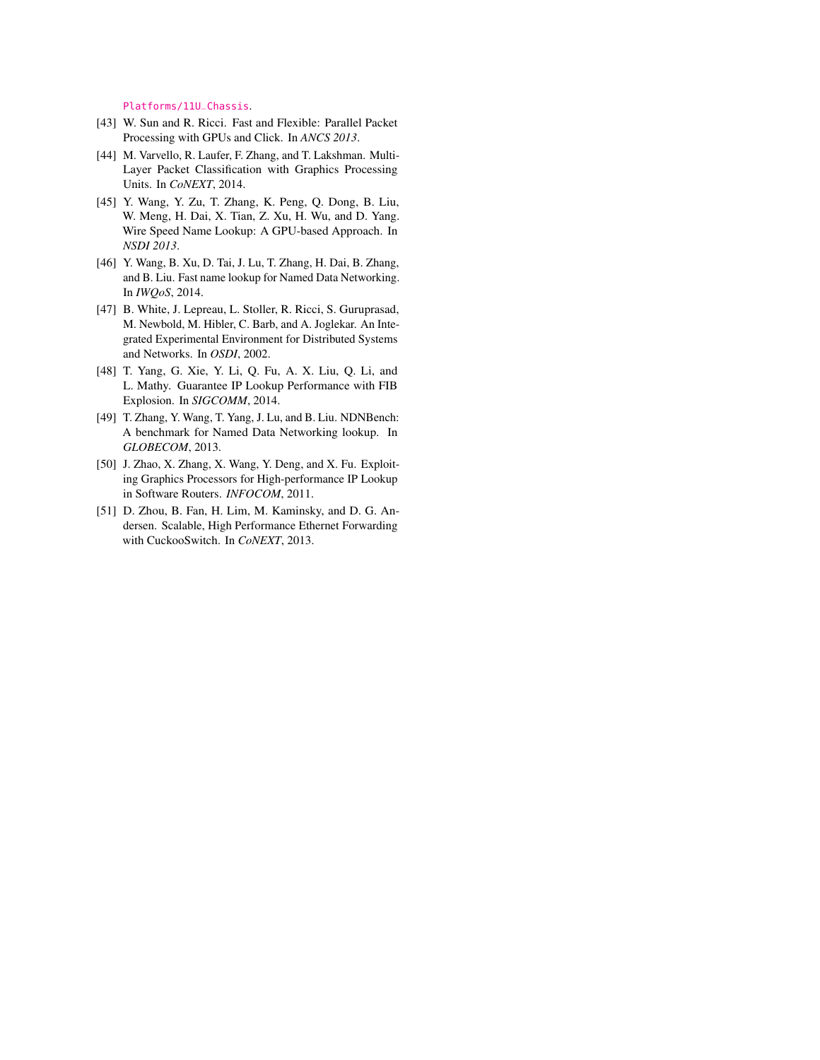Platforms/11U_Chassis.

[43] W. Sun and R. Ricci. Fast and Flexible: Parallel Packet Processing with GPUs and Click. In *ANCS 2013*.

[44] M. Varvello, R. Laufer, F. Zhang, and T. Lakshman. Multi-Layer Packet Classification with Graphics Processing Units. In *CoNEXT*, 2014.

[45] Y. Wang, Y. Zu, T. Zhang, K. Peng, Q. Dong, B. Liu, W. Meng, H. Dai, X. Tian, Z. Xu, H. Wu, and D. Yang. Wire Speed Name Lookup: A GPU-based Approach. In *NSDI 2013*.

[46] Y. Wang, B. Xu, D. Tai, J. Lu, T. Zhang, H. Dai, B. Zhang, and B. Liu. Fast name lookup for Named Data Networking. In *IWQoS*, 2014.

[47] B. White, J. Lepreau, L. Stoller, R. Ricci, S. Guruprasad, M. Newbold, M. Hibler, C. Barb, and A. Joglekar. An Integrated Experimental Environment for Distributed Systems and Networks. In *OSDI*, 2002.

[48] T. Yang, G. Xie, Y. Li, Q. Fu, A. X. Liu, Q. Li, and L. Mathy. Guarantee IP Lookup Performance with FIB Explosion. In *SIGCOMM*, 2014.

[49] T. Zhang, Y. Wang, T. Yang, J. Lu, and B. Liu. NDNBench: A benchmark for Named Data Networking lookup. In *GLOBECOM*, 2013.

[50] J. Zhao, X. Zhang, X. Wang, Y. Deng, and X. Fu. Exploiting Graphics Processors for High-performance IP Lookup in Software Routers. *INFOCOM*, 2011.

[51] D. Zhou, B. Fan, H. Lim, M. Kaminsky, and D. G. Andersen. Scalable, High Performance Ethernet Forwarding with CuckooSwitch. In *CoNEXT*, 2013.